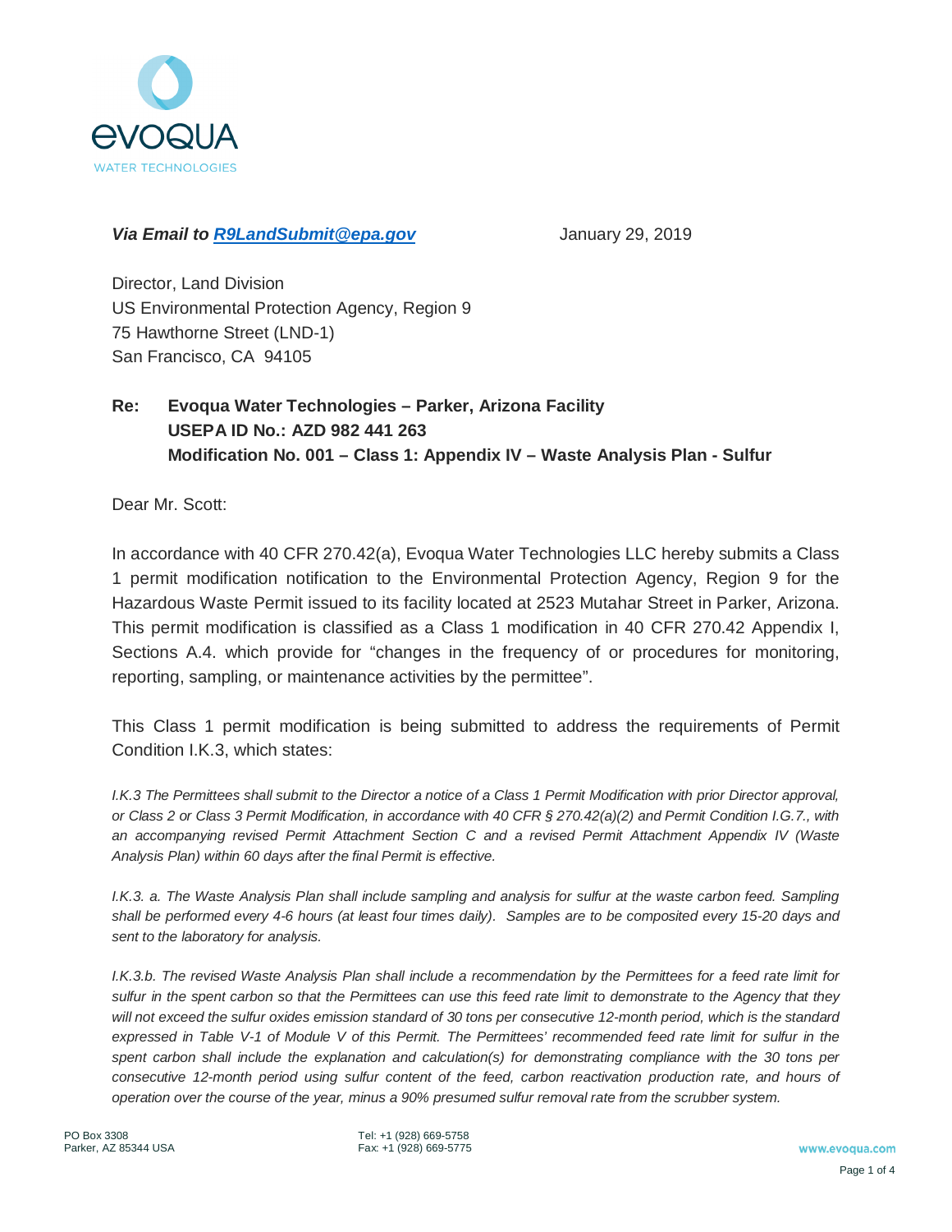EVOQUA
WATER TECHNOLOGIES

***Via Email to [R9LandSubmit@epa.gov](mailto:R9LandSubmit@epa.gov)*** January 29, 2019

Director, Land Division
US Environmental Protection Agency, Region 9
75 Hawthorne Street (LND-1)
San Francisco, CA 94105

**Re: Evoqua Water Technologies – Parker, Arizona Facility**
**USEPA ID No.: AZD 982 441 263**
**Modification No. 001 – Class 1: Appendix IV – Waste Analysis Plan - Sulfur**

Dear Mr. Scott:

In accordance with 40 CFR 270.42(a), Evoqua Water Technologies LLC hereby submits a Class 1 permit modification notification to the Environmental Protection Agency, Region 9 for the Hazardous Waste Permit issued to its facility located at 2523 Mutahar Street in Parker, Arizona. This permit modification is classified as a Class 1 modification in 40 CFR 270.42 Appendix I, Sections A.4. which provide for "changes in the frequency of or procedures for monitoring, reporting, sampling, or maintenance activities by the permittee".

This Class 1 permit modification is being submitted to address the requirements of Permit Condition I.K.3, which states:

*I.K.3 The Permittees shall submit to the Director a notice of a Class 1 Permit Modification with prior Director approval, or Class 2 or Class 3 Permit Modification, in accordance with 40 CFR § 270.42(a)(2) and Permit Condition I.G.7., with an accompanying revised Permit Attachment Section C and a revised Permit Attachment Appendix IV (Waste Analysis Plan) within 60 days after the final Permit is effective.*

*I.K.3. a. The Waste Analysis Plan shall include sampling and analysis for sulfur at the waste carbon feed. Sampling shall be performed every 4-6 hours (at least four times daily). Samples are to be composited every 15-20 days and sent to the laboratory for analysis.*

*I.K.3.b. The revised Waste Analysis Plan shall include a recommendation by the Permittees for a feed rate limit for sulfur in the spent carbon so that the Permittees can use this feed rate limit to demonstrate to the Agency that they will not exceed the sulfur oxides emission standard of 30 tons per consecutive 12-month period, which is the standard expressed in Table V-1 of Module V of this Permit. The Permittees' recommended feed rate limit for sulfur in the spent carbon shall include the explanation and calculation(s) for demonstrating compliance with the 30 tons per consecutive 12-month period using sulfur content of the feed, carbon reactivation production rate, and hours of operation over the course of the year, minus a 90% presumed sulfur removal rate from the scrubber system.*

PO Box 3308
Parker, AZ 85344 USA

Tel: +1 (928) 669-5758
Fax: +1 (928) 669-5775

www.evoqua.com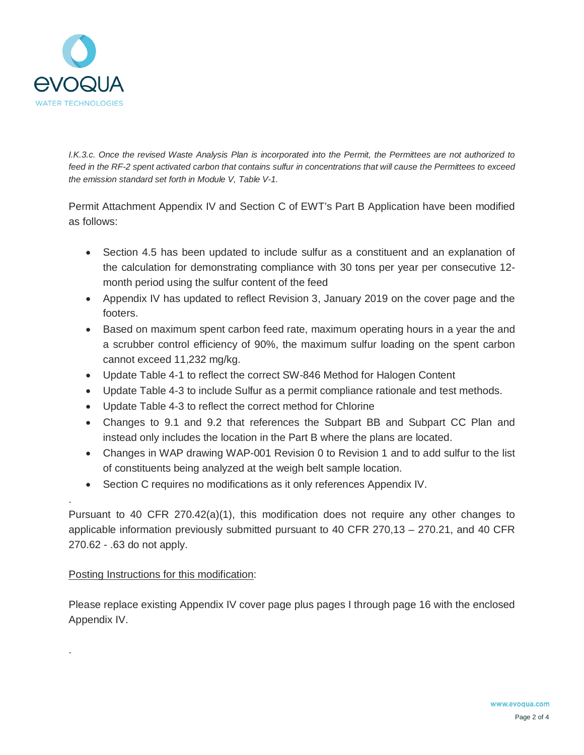*I.K.3.c. Once the revised Waste Analysis Plan is incorporated into the Permit, the Permittees are not authorized to feed in the RF-2 spent activated carbon that contains sulfur in concentrations that will cause the Permittees to exceed the emission standard set forth in Module V, Table V-1.*

Permit Attachment Appendix IV and Section C of EWT's Part B Application have been modified as follows:

- Section 4.5 has been updated to include sulfur as a constituent and an explanation of the calculation for demonstrating compliance with 30 tons per year per consecutive 12-month period using the sulfur content of the feed
- Appendix IV has updated to reflect Revision 3, January 2019 on the cover page and the footers.
- Based on maximum spent carbon feed rate, maximum operating hours in a year the and a scrubber control efficiency of 90%, the maximum sulfur loading on the spent carbon cannot exceed 11,232 mg/kg.
- Update Table 4-1 to reflect the correct SW-846 Method for Halogen Content
- Update Table 4-3 to include Sulfur as a permit compliance rationale and test methods.
- Update Table 4-3 to reflect the correct method for Chlorine
- Changes to 9.1 and 9.2 that references the Subpart BB and Subpart CC Plan and instead only includes the location in the Part B where the plans are located.
- Changes in WAP drawing WAP-001 Revision 0 to Revision 1 and to add sulfur to the list of constituents being analyzed at the weigh belt sample location.
- Section C requires no modifications as it only references Appendix IV.

.

Pursuant to 40 CFR 270.42(a)(1), this modification does not require any other changes to applicable information previously submitted pursuant to 40 CFR 270,13 – 270.21, and 40 CFR 270.62 - .63 do not apply.

Posting Instructions for this modification:

Please replace existing Appendix IV cover page plus pages I through page 16 with the enclosed Appendix IV.

.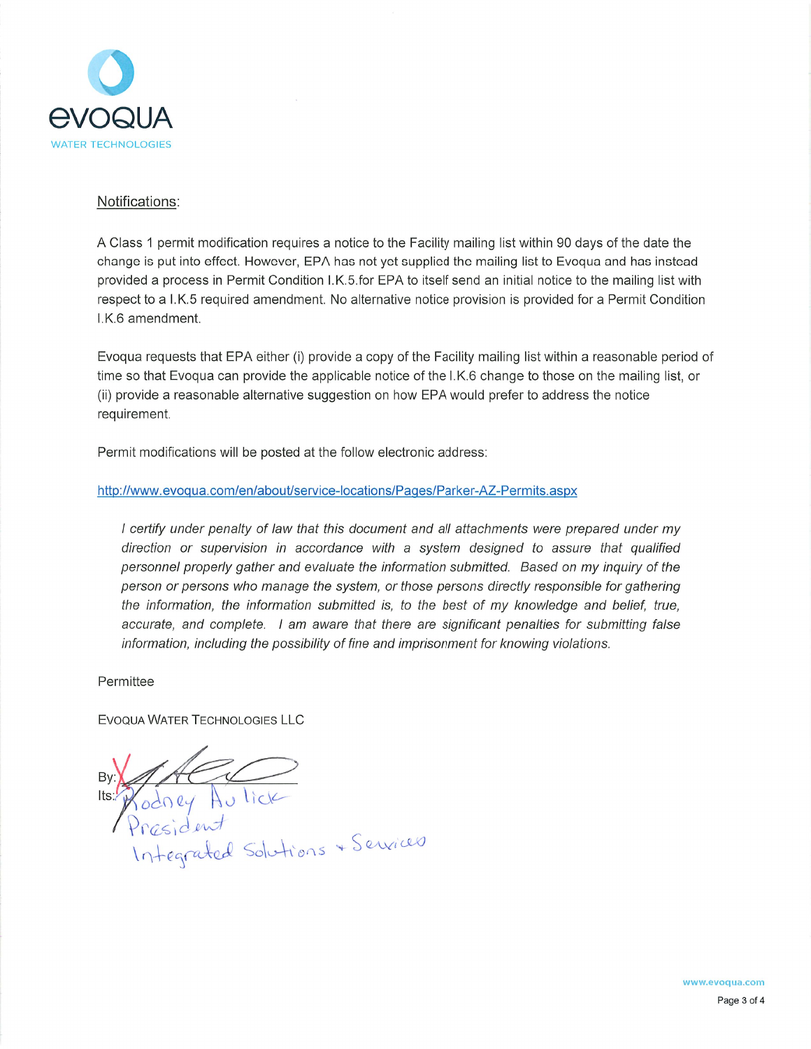Notifications:

A Class 1 permit modification requires a notice to the Facility mailing list within 90 days of the date the change is put into effect. However, EPA has not yet supplied the mailing list to Evoqua and has instead provided a process in Permit Condition I.K.5.for EPA to itself send an initial notice to the mailing list with respect to a I.K.5 required amendment. No alternative notice provision is provided for a Permit Condition I.K.6 amendment.

Evoqua requests that EPA either (i) provide a copy of the Facility mailing list within a reasonable period of time so that Evoqua can provide the applicable notice of the I.K.6 change to those on the mailing list, or (ii) provide a reasonable alternative suggestion on how EPA would prefer to address the notice requirement.

Permit modifications will be posted at the follow electronic address:

http://www.evoqua.com/en/about/service-locations/Pages/Parker-AZ-Permits.aspx

> *I certify under penalty of law that this document and all attachments were prepared under my direction or supervision in accordance with a system designed to assure that qualified personnel properly gather and evaluate the information submitted. Based on my inquiry of the person or persons who manage the system, or those persons directly responsible for gathering the information, the information submitted is, to the best of my knowledge and belief, true, accurate, and complete. I am aware that there are significant penalties for submitting false information, including the possibility of fine and imprisonment for knowing violations.*

Permittee

EVOQUA WATER TECHNOLOGIES LLC

By: [signature]

Its: Rodney Aulick
President
Integrated Solutions + Services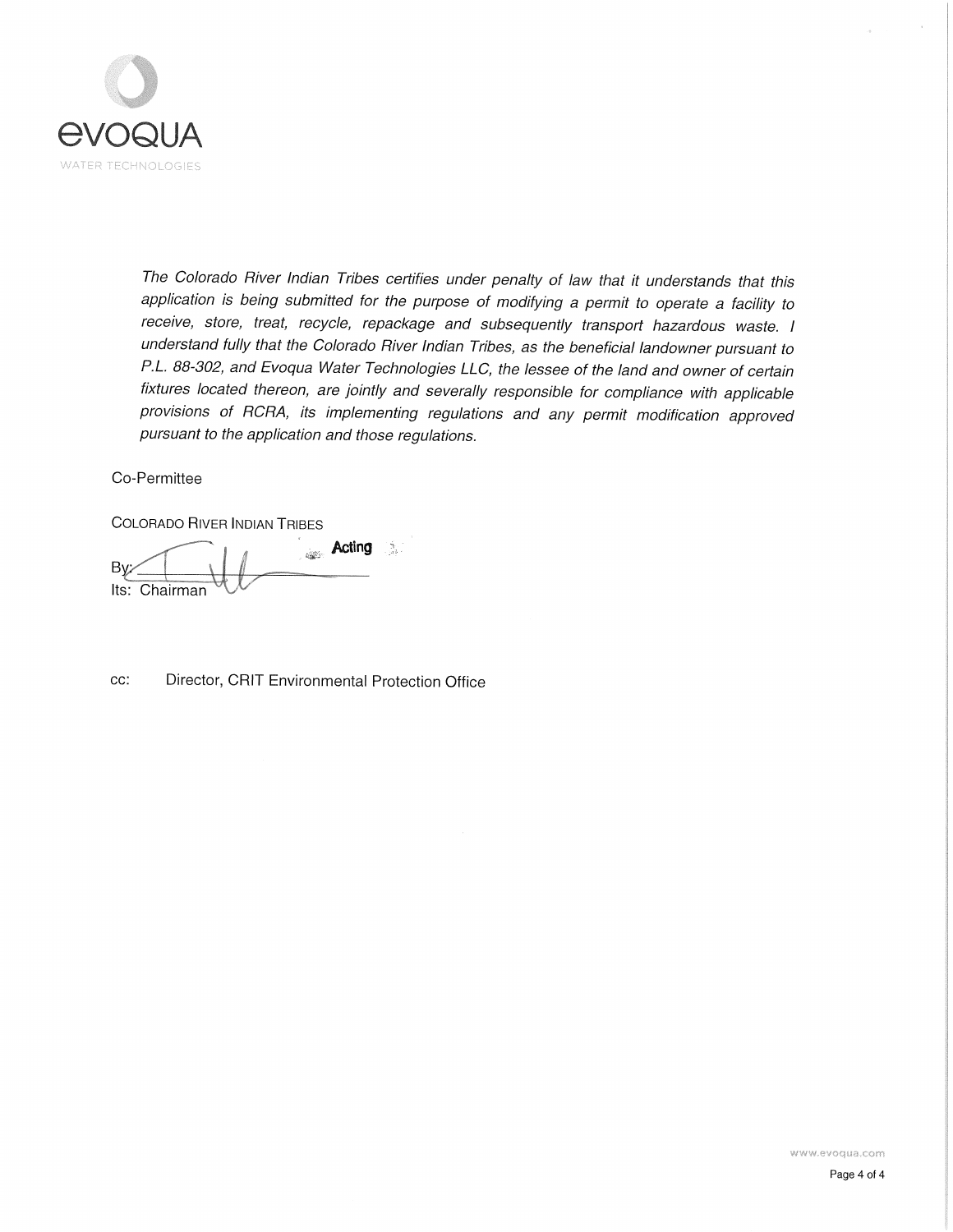*The Colorado River Indian Tribes certifies under penalty of law that it understands that this application is being submitted for the purpose of modifying a permit to operate a facility to receive, store, treat, recycle, repackage and subsequently transport hazardous waste. I understand fully that the Colorado River Indian Tribes, as the beneficial landowner pursuant to P.L. 88-302, and Evoqua Water Technologies LLC, the lessee of the land and owner of certain fixtures located thereon, are jointly and severally responsible for compliance with applicable provisions of RCRA, its implementing regulations and any permit modification approved pursuant to the application and those regulations.*

Co-Permittee

COLORADO RIVER INDIAN TRIBES

By: ______________________

Its: Acting Chairman

cc: Director, CRIT Environmental Protection Office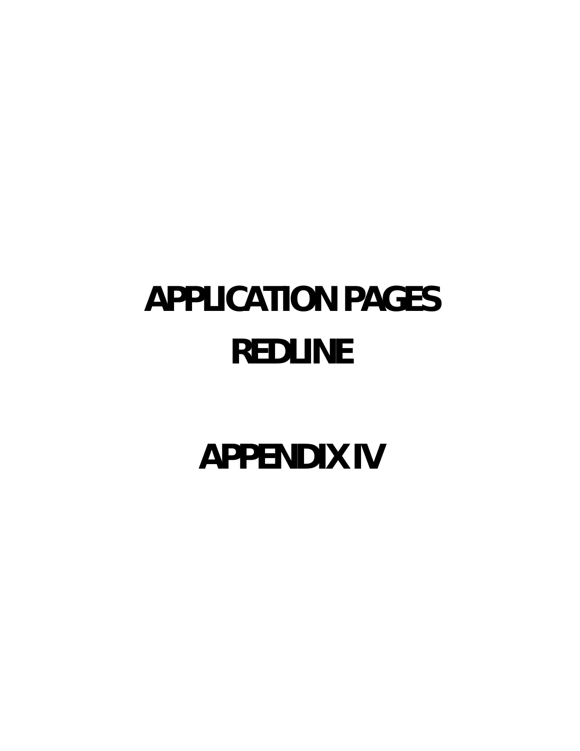# APPLICATION PAGES

# REDLINE

# APPENDIX IV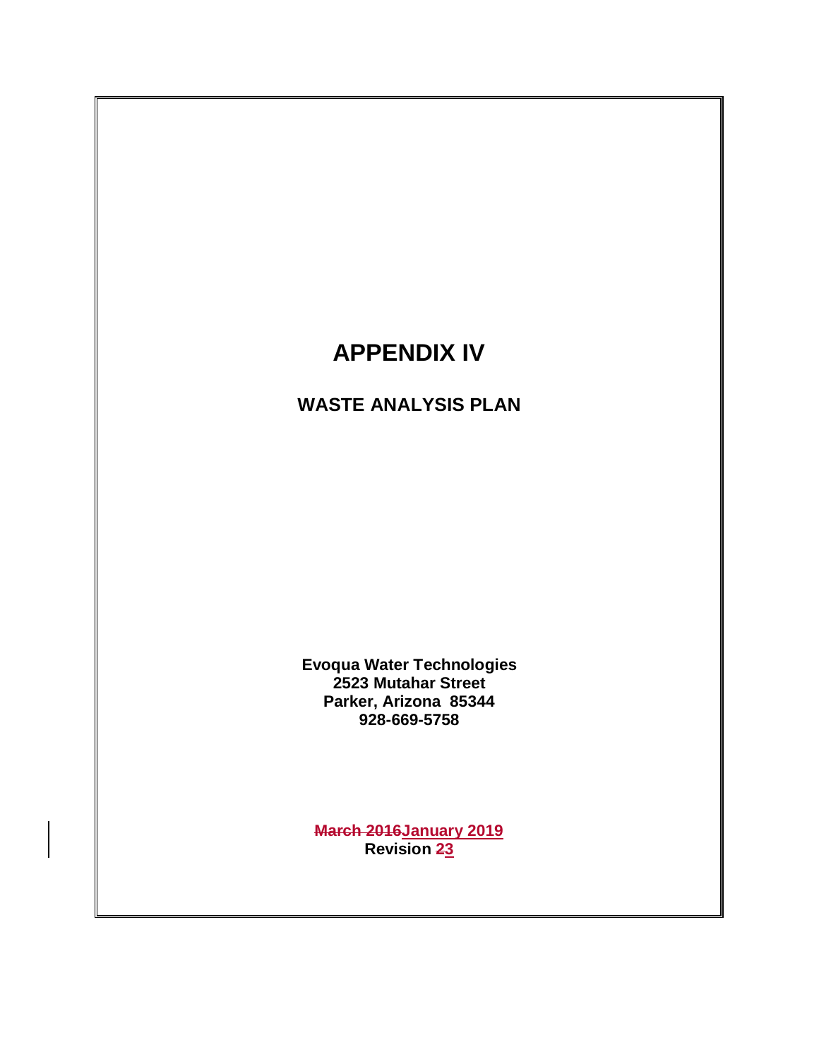# APPENDIX IV

## WASTE ANALYSIS PLAN

**Evoqua Water Technologies**
**2523 Mutahar Street**
**Parker, Arizona 85344**
**928-669-5758**

**~~March 2016~~January 2019**
**Revision ~~2~~3**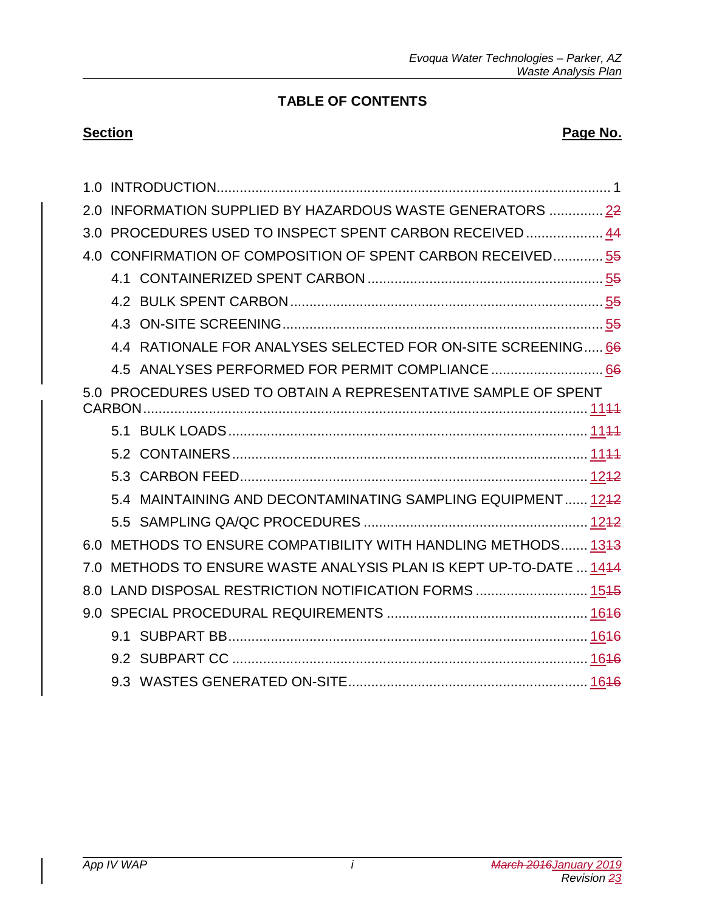# TABLE OF CONTENTS

**Section** **Page No.**

1.0 INTRODUCTION.................................................................................................... 1

2.0 INFORMATION SUPPLIED BY HAZARDOUS WASTE GENERATORS ............. 22

3.0 PROCEDURES USED TO INSPECT SPENT CARBON RECEIVED .................... 44

4.0 CONFIRMATION OF COMPOSITION OF SPENT CARBON RECEIVED............. 55

- 4.1 CONTAINERIZED SPENT CARBON ............................................................ 55
- 4.2 BULK SPENT CARBON ................................................................................. 55
- 4.3 ON-SITE SCREENING .................................................................................. 55
- 4.4 RATIONALE FOR ANALYSES SELECTED FOR ON-SITE SCREENING..... 66
- 4.5 ANALYSES PERFORMED FOR PERMIT COMPLIANCE ............................. 66

5.0 PROCEDURES USED TO OBTAIN A REPRESENTATIVE SAMPLE OF SPENT CARBON.................................................................................................................. 1111

- 5.1 BULK LOADS ............................................................................................ 1111
- 5.2 CONTAINERS ........................................................................................... 1111
- 5.3 CARBON FEED......................................................................................... 1212
- 5.4 MAINTAINING AND DECONTAMINATING SAMPLING EQUIPMENT ...... 1212
- 5.5 SAMPLING QA/QC PROCEDURES ......................................................... 1212

6.0 METHODS TO ENSURE COMPATIBILITY WITH HANDLING METHODS....... 1313

7.0 METHODS TO ENSURE WASTE ANALYSIS PLAN IS KEPT UP-TO-DATE ... 1414

8.0 LAND DISPOSAL RESTRICTION NOTIFICATION FORMS ............................ 1515

9.0 SPECIAL PROCEDURAL REQUIREMENTS ................................................... 1616

- 9.1 SUBPART BB............................................................................................ 1616
- 9.2 SUBPART CC ........................................................................................... 1616
- 9.3 WASTES GENERATED ON-SITE.............................................................. 1616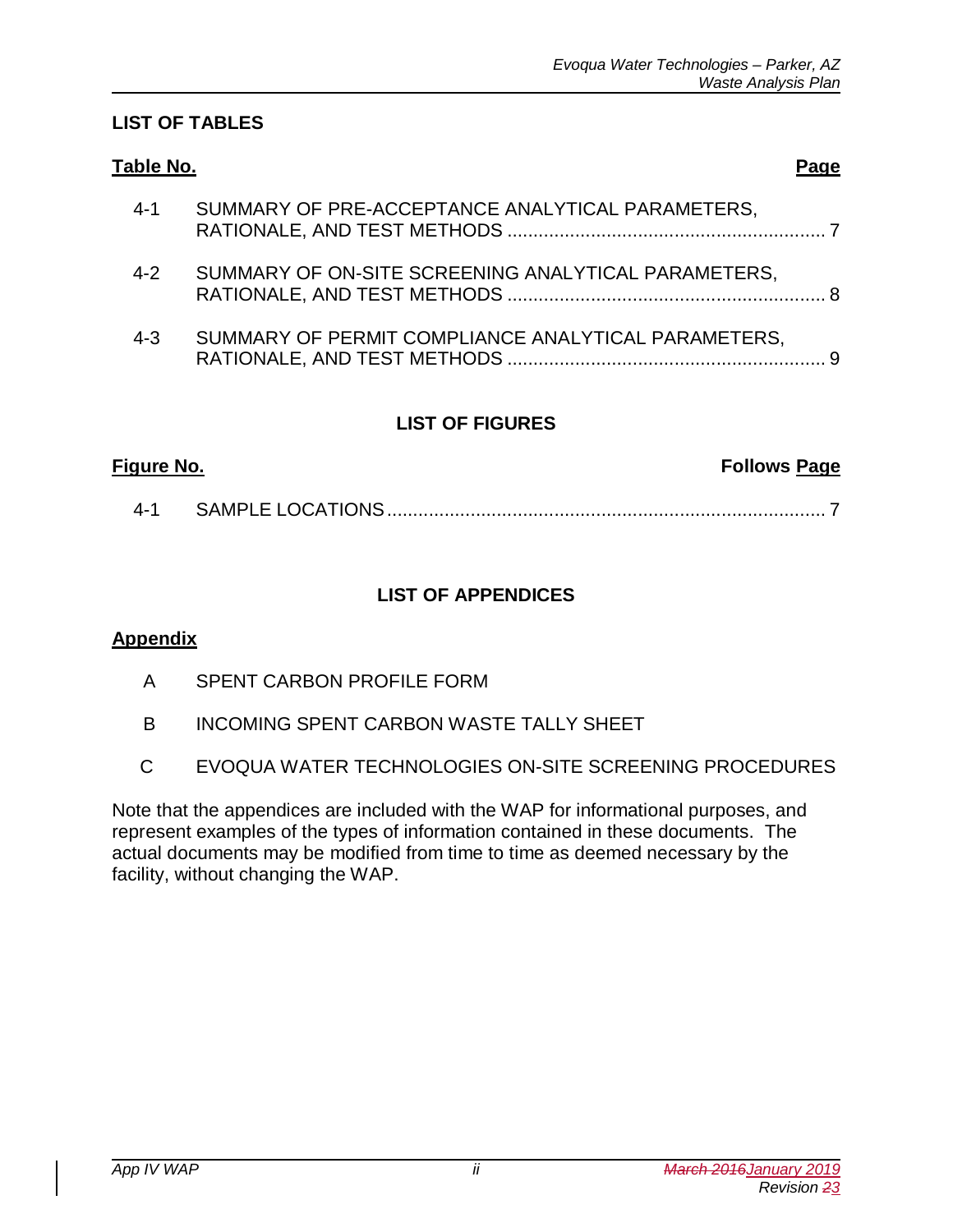## LIST OF TABLES

| Table No. | | Page |
|---|---|---|
| 4-1 | SUMMARY OF PRE-ACCEPTANCE ANALYTICAL PARAMETERS, RATIONALE, AND TEST METHODS | 7 |
| 4-2 | SUMMARY OF ON-SITE SCREENING ANALYTICAL PARAMETERS, RATIONALE, AND TEST METHODS | 8 |
| 4-3 | SUMMARY OF PERMIT COMPLIANCE ANALYTICAL PARAMETERS, RATIONALE, AND TEST METHODS | 9 |

## LIST OF FIGURES

| Figure No. | | Follows Page |
|---|---|---|
| 4-1 | SAMPLE LOCATIONS | 7 |

## LIST OF APPENDICES

**Appendix**

| | |
|---|---|
| A | SPENT CARBON PROFILE FORM |
| B | INCOMING SPENT CARBON WASTE TALLY SHEET |
| C | EVOQUA WATER TECHNOLOGIES ON-SITE SCREENING PROCEDURES |

Note that the appendices are included with the WAP for informational purposes, and represent examples of the types of information contained in these documents. The actual documents may be modified from time to time as deemed necessary by the facility, without changing the WAP.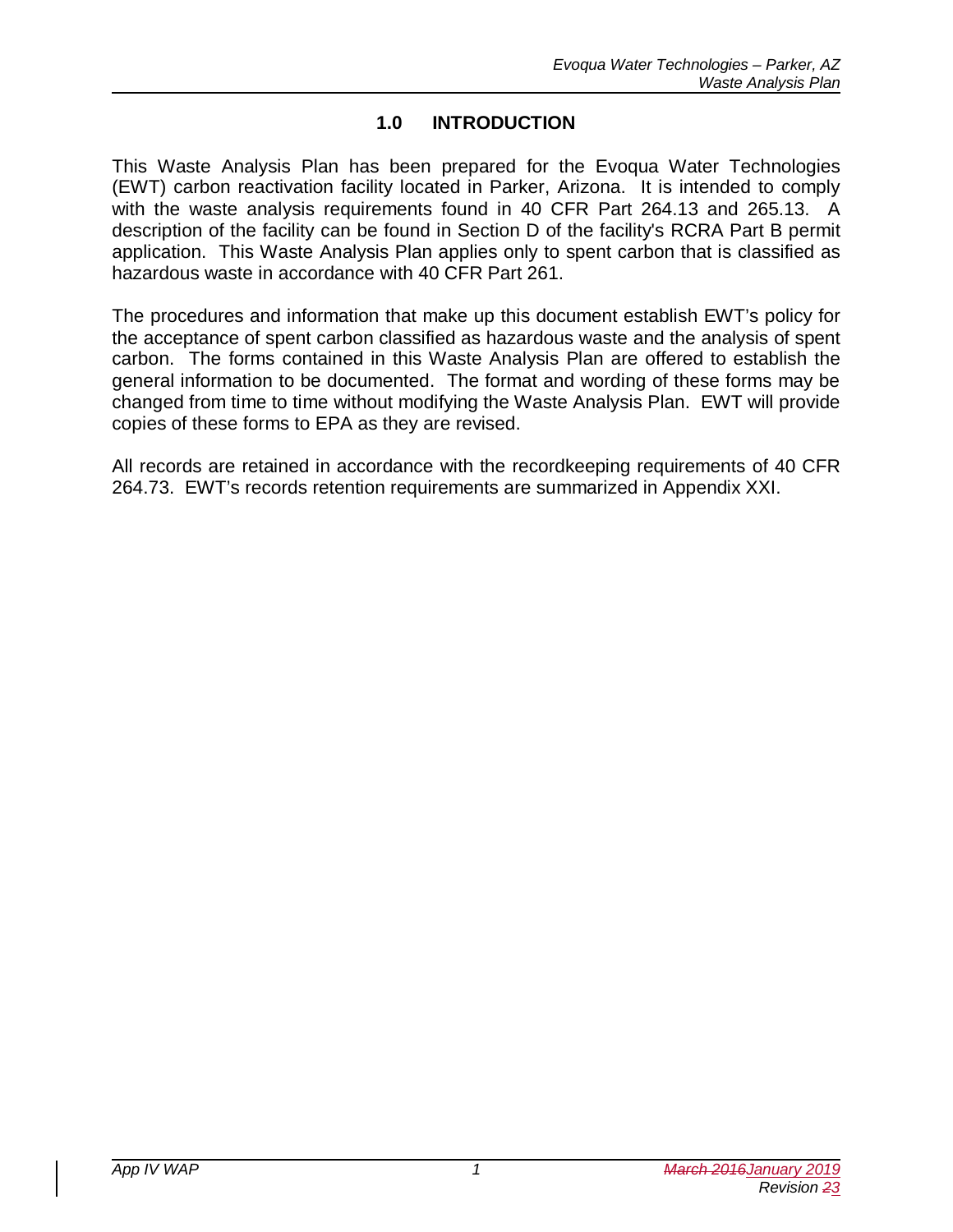# 1.0 INTRODUCTION

This Waste Analysis Plan has been prepared for the Evoqua Water Technologies (EWT) carbon reactivation facility located in Parker, Arizona. It is intended to comply with the waste analysis requirements found in 40 CFR Part 264.13 and 265.13. A description of the facility can be found in Section D of the facility's RCRA Part B permit application. This Waste Analysis Plan applies only to spent carbon that is classified as hazardous waste in accordance with 40 CFR Part 261.

The procedures and information that make up this document establish EWT's policy for the acceptance of spent carbon classified as hazardous waste and the analysis of spent carbon. The forms contained in this Waste Analysis Plan are offered to establish the general information to be documented. The format and wording of these forms may be changed from time to time without modifying the Waste Analysis Plan. EWT will provide copies of these forms to EPA as they are revised.

All records are retained in accordance with the recordkeeping requirements of 40 CFR 264.73. EWT's records retention requirements are summarized in Appendix XXI.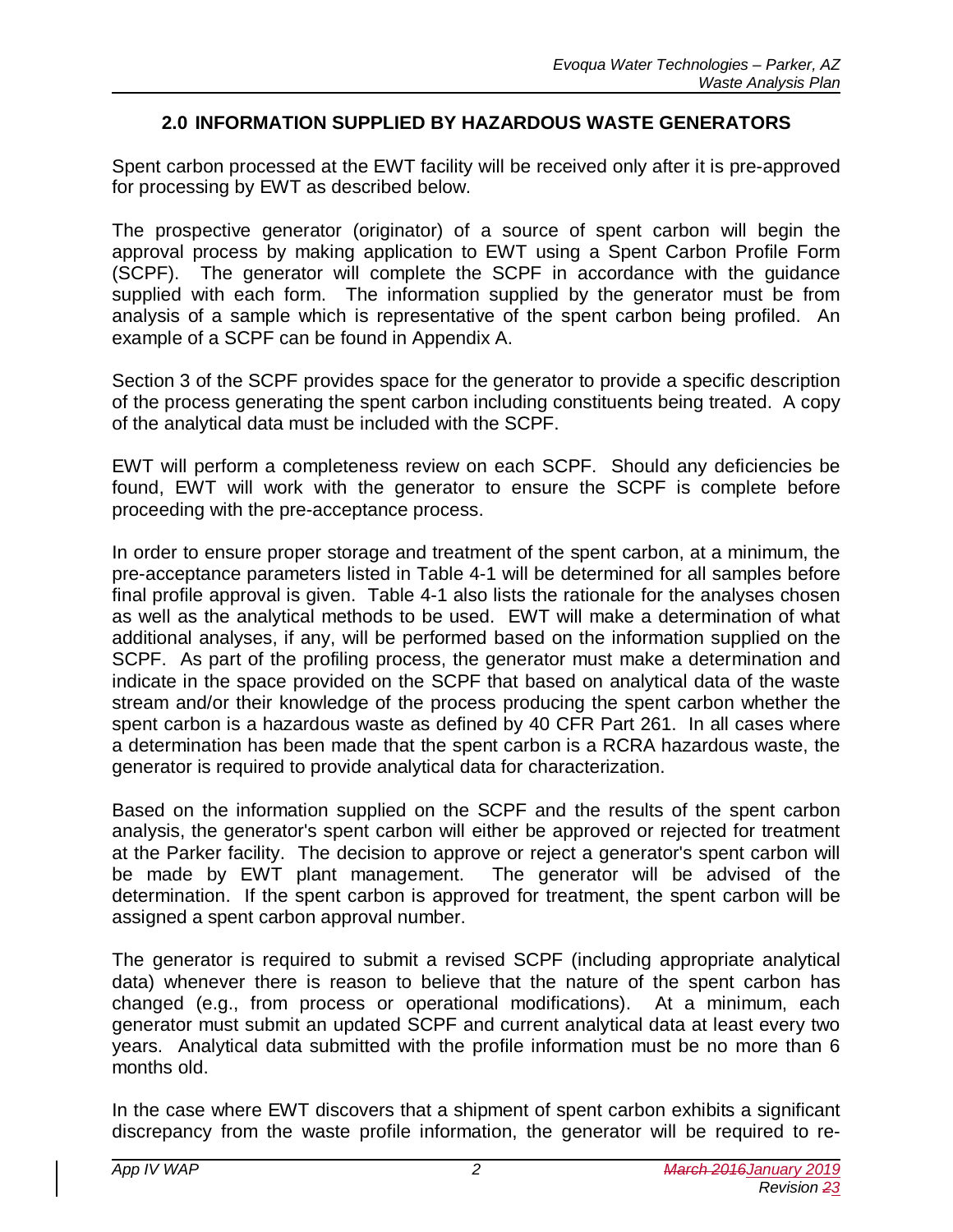## 2.0 INFORMATION SUPPLIED BY HAZARDOUS WASTE GENERATORS

Spent carbon processed at the EWT facility will be received only after it is pre-approved for processing by EWT as described below.

The prospective generator (originator) of a source of spent carbon will begin the approval process by making application to EWT using a Spent Carbon Profile Form (SCPF). The generator will complete the SCPF in accordance with the guidance supplied with each form. The information supplied by the generator must be from analysis of a sample which is representative of the spent carbon being profiled. An example of a SCPF can be found in Appendix A.

Section 3 of the SCPF provides space for the generator to provide a specific description of the process generating the spent carbon including constituents being treated. A copy of the analytical data must be included with the SCPF.

EWT will perform a completeness review on each SCPF. Should any deficiencies be found, EWT will work with the generator to ensure the SCPF is complete before proceeding with the pre-acceptance process.

In order to ensure proper storage and treatment of the spent carbon, at a minimum, the pre-acceptance parameters listed in Table 4-1 will be determined for all samples before final profile approval is given. Table 4-1 also lists the rationale for the analyses chosen as well as the analytical methods to be used. EWT will make a determination of what additional analyses, if any, will be performed based on the information supplied on the SCPF. As part of the profiling process, the generator must make a determination and indicate in the space provided on the SCPF that based on analytical data of the waste stream and/or their knowledge of the process producing the spent carbon whether the spent carbon is a hazardous waste as defined by 40 CFR Part 261. In all cases where a determination has been made that the spent carbon is a RCRA hazardous waste, the generator is required to provide analytical data for characterization.

Based on the information supplied on the SCPF and the results of the spent carbon analysis, the generator's spent carbon will either be approved or rejected for treatment at the Parker facility. The decision to approve or reject a generator's spent carbon will be made by EWT plant management. The generator will be advised of the determination. If the spent carbon is approved for treatment, the spent carbon will be assigned a spent carbon approval number.

The generator is required to submit a revised SCPF (including appropriate analytical data) whenever there is reason to believe that the nature of the spent carbon has changed (e.g., from process or operational modifications). At a minimum, each generator must submit an updated SCPF and current analytical data at least every two years. Analytical data submitted with the profile information must be no more than 6 months old.

In the case where EWT discovers that a shipment of spent carbon exhibits a significant discrepancy from the waste profile information, the generator will be required to re-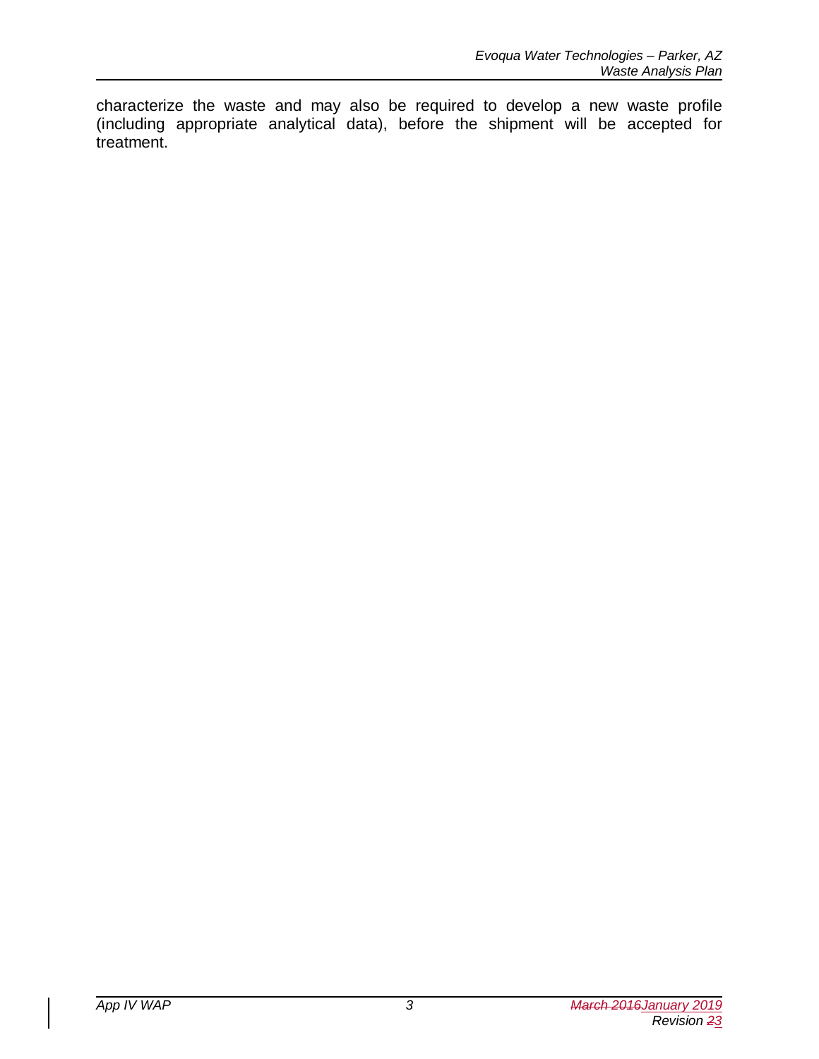characterize the waste and may also be required to develop a new waste profile (including appropriate analytical data), before the shipment will be accepted for treatment.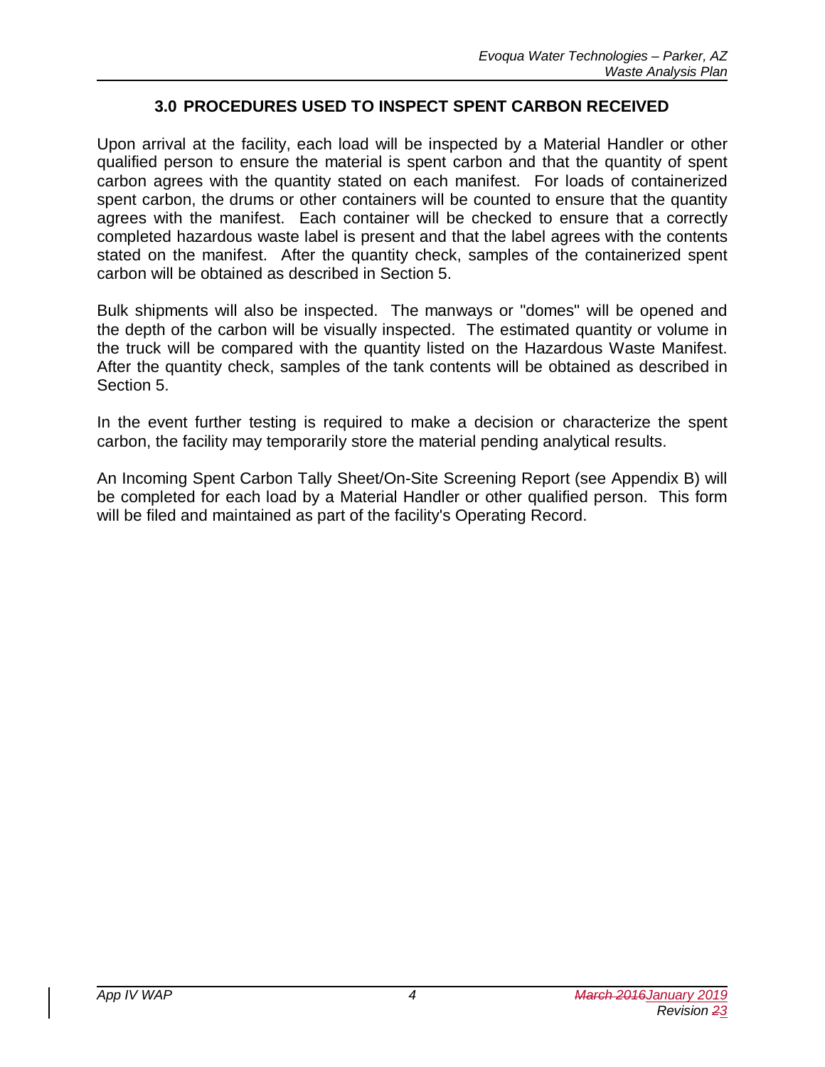## 3.0 PROCEDURES USED TO INSPECT SPENT CARBON RECEIVED

Upon arrival at the facility, each load will be inspected by a Material Handler or other qualified person to ensure the material is spent carbon and that the quantity of spent carbon agrees with the quantity stated on each manifest. For loads of containerized spent carbon, the drums or other containers will be counted to ensure that the quantity agrees with the manifest. Each container will be checked to ensure that a correctly completed hazardous waste label is present and that the label agrees with the contents stated on the manifest. After the quantity check, samples of the containerized spent carbon will be obtained as described in Section 5.

Bulk shipments will also be inspected. The manways or "domes" will be opened and the depth of the carbon will be visually inspected. The estimated quantity or volume in the truck will be compared with the quantity listed on the Hazardous Waste Manifest. After the quantity check, samples of the tank contents will be obtained as described in Section 5.

In the event further testing is required to make a decision or characterize the spent carbon, the facility may temporarily store the material pending analytical results.

An Incoming Spent Carbon Tally Sheet/On-Site Screening Report (see Appendix B) will be completed for each load by a Material Handler or other qualified person. This form will be filed and maintained as part of the facility's Operating Record.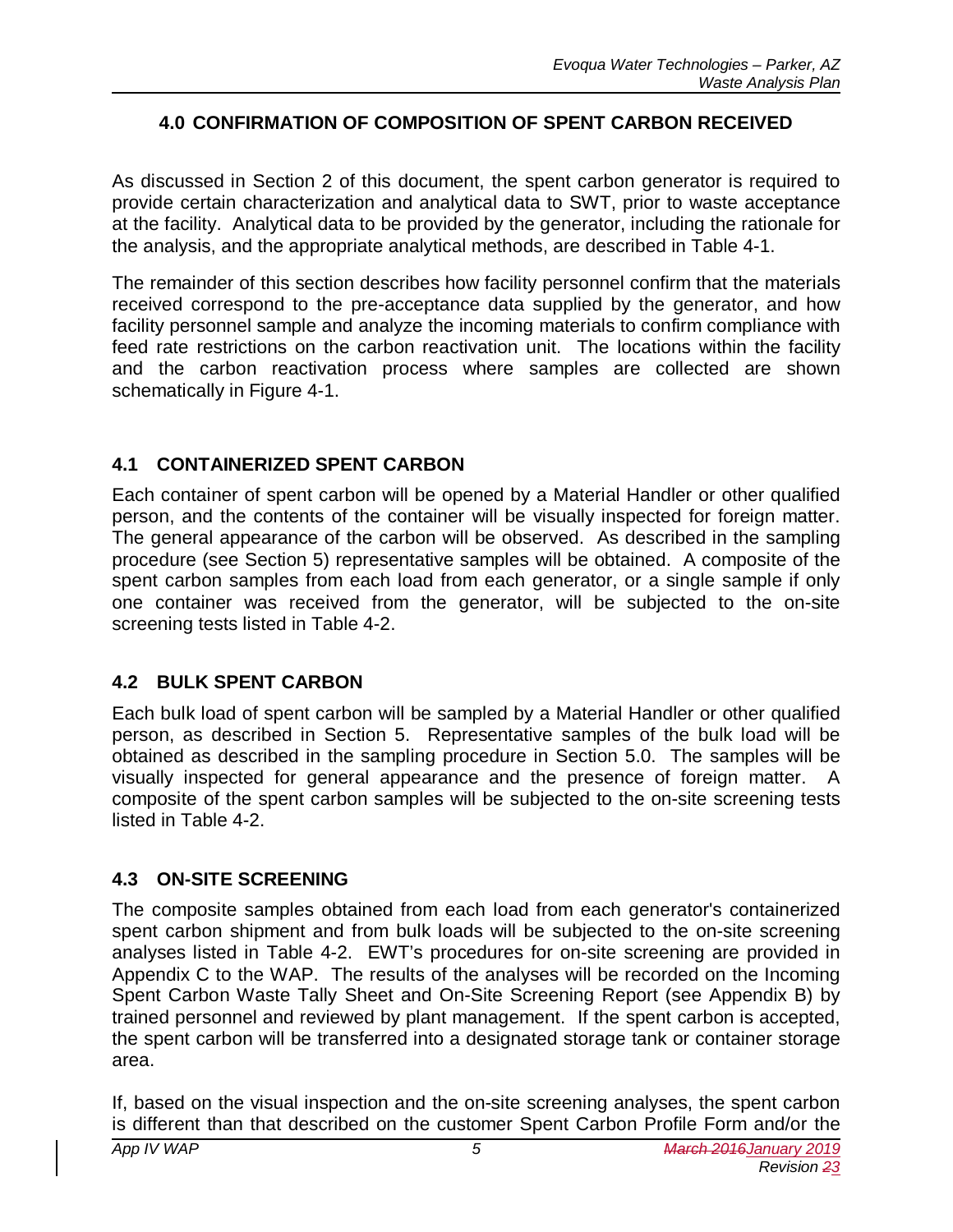## 4.0 CONFIRMATION OF COMPOSITION OF SPENT CARBON RECEIVED

As discussed in Section 2 of this document, the spent carbon generator is required to provide certain characterization and analytical data to SWT, prior to waste acceptance at the facility. Analytical data to be provided by the generator, including the rationale for the analysis, and the appropriate analytical methods, are described in Table 4-1.

The remainder of this section describes how facility personnel confirm that the materials received correspond to the pre-acceptance data supplied by the generator, and how facility personnel sample and analyze the incoming materials to confirm compliance with feed rate restrictions on the carbon reactivation unit. The locations within the facility and the carbon reactivation process where samples are collected are shown schematically in Figure 4-1.

### 4.1 CONTAINERIZED SPENT CARBON

Each container of spent carbon will be opened by a Material Handler or other qualified person, and the contents of the container will be visually inspected for foreign matter. The general appearance of the carbon will be observed. As described in the sampling procedure (see Section 5) representative samples will be obtained. A composite of the spent carbon samples from each load from each generator, or a single sample if only one container was received from the generator, will be subjected to the on-site screening tests listed in Table 4-2.

### 4.2 BULK SPENT CARBON

Each bulk load of spent carbon will be sampled by a Material Handler or other qualified person, as described in Section 5. Representative samples of the bulk load will be obtained as described in the sampling procedure in Section 5.0. The samples will be visually inspected for general appearance and the presence of foreign matter. A composite of the spent carbon samples will be subjected to the on-site screening tests listed in Table 4-2.

### 4.3 ON-SITE SCREENING

The composite samples obtained from each load from each generator's containerized spent carbon shipment and from bulk loads will be subjected to the on-site screening analyses listed in Table 4-2. EWT's procedures for on-site screening are provided in Appendix C to the WAP. The results of the analyses will be recorded on the Incoming Spent Carbon Waste Tally Sheet and On-Site Screening Report (see Appendix B) by trained personnel and reviewed by plant management. If the spent carbon is accepted, the spent carbon will be transferred into a designated storage tank or container storage area.

If, based on the visual inspection and the on-site screening analyses, the spent carbon is different than that described on the customer Spent Carbon Profile Form and/or the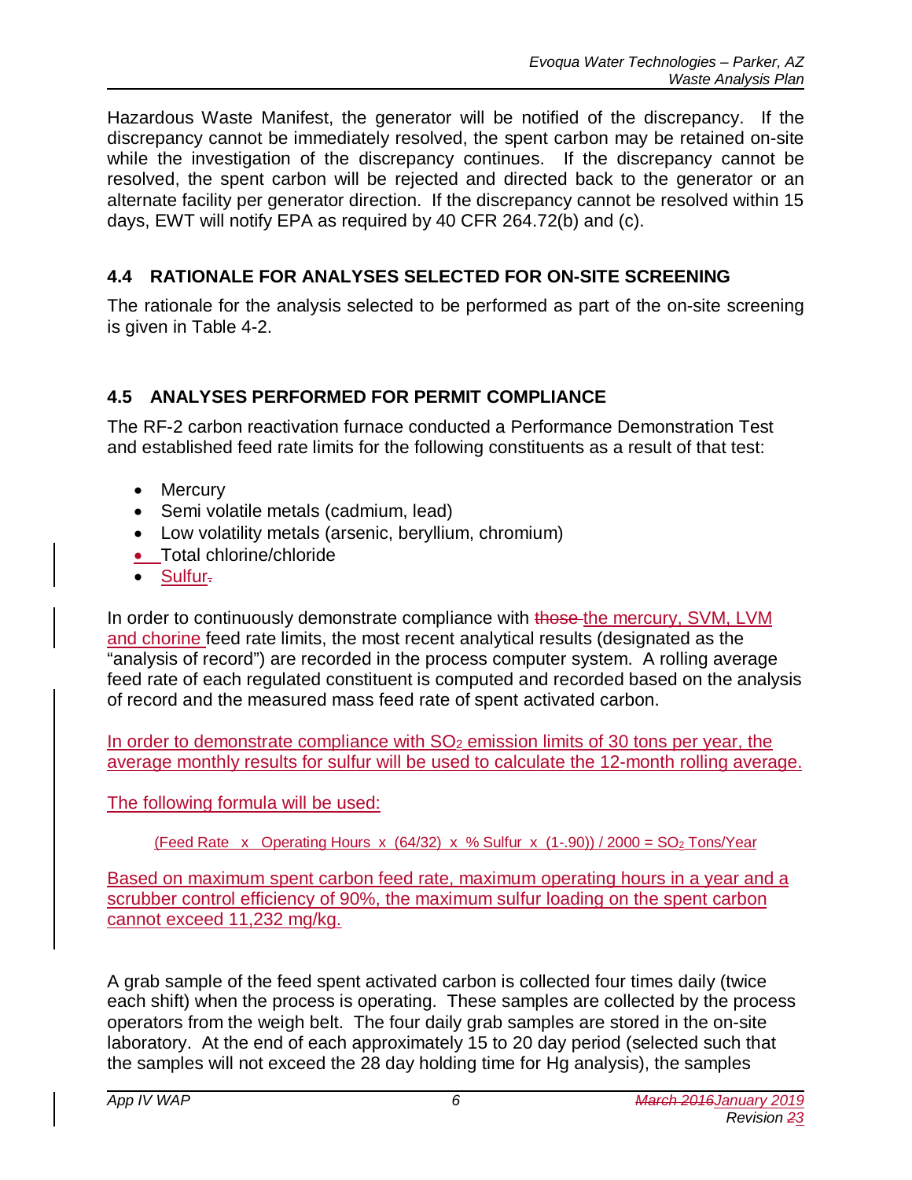Hazardous Waste Manifest, the generator will be notified of the discrepancy. If the discrepancy cannot be immediately resolved, the spent carbon may be retained on-site while the investigation of the discrepancy continues. If the discrepancy cannot be resolved, the spent carbon will be rejected and directed back to the generator or an alternate facility per generator direction. If the discrepancy cannot be resolved within 15 days, EWT will notify EPA as required by 40 CFR 264.72(b) and (c).

## 4.4 RATIONALE FOR ANALYSES SELECTED FOR ON-SITE SCREENING

The rationale for the analysis selected to be performed as part of the on-site screening is given in Table 4-2.

## 4.5 ANALYSES PERFORMED FOR PERMIT COMPLIANCE

The RF-2 carbon reactivation furnace conducted a Performance Demonstration Test and established feed rate limits for the following constituents as a result of that test:

- Mercury
- Semi volatile metals (cadmium, lead)
- Low volatility metals (arsenic, beryllium, chromium)
- Total chlorine/chloride
- Sulfur.

In order to continuously demonstrate compliance with ~~those~~ the mercury, SVM, LVM and chorine feed rate limits, the most recent analytical results (designated as the "analysis of record") are recorded in the process computer system. A rolling average feed rate of each regulated constituent is computed and recorded based on the analysis of record and the measured mass feed rate of spent activated carbon.

In order to demonstrate compliance with $SO_2$ emission limits of 30 tons per year, the average monthly results for sulfur will be used to calculate the 12-month rolling average.

The following formula will be used:

$$(\text{Feed Rate} \times \text{Operating Hours} \times (64/32) \times \%\ \text{Sulfur} \times (1-.90)) / 2000 = SO_2\ \text{Tons/Year}$$

Based on maximum spent carbon feed rate, maximum operating hours in a year and a scrubber control efficiency of 90%, the maximum sulfur loading on the spent carbon cannot exceed 11,232 mg/kg.

A grab sample of the feed spent activated carbon is collected four times daily (twice each shift) when the process is operating. These samples are collected by the process operators from the weigh belt. The four daily grab samples are stored in the on-site laboratory. At the end of each approximately 15 to 20 day period (selected such that the samples will not exceed the 28 day holding time for Hg analysis), the samples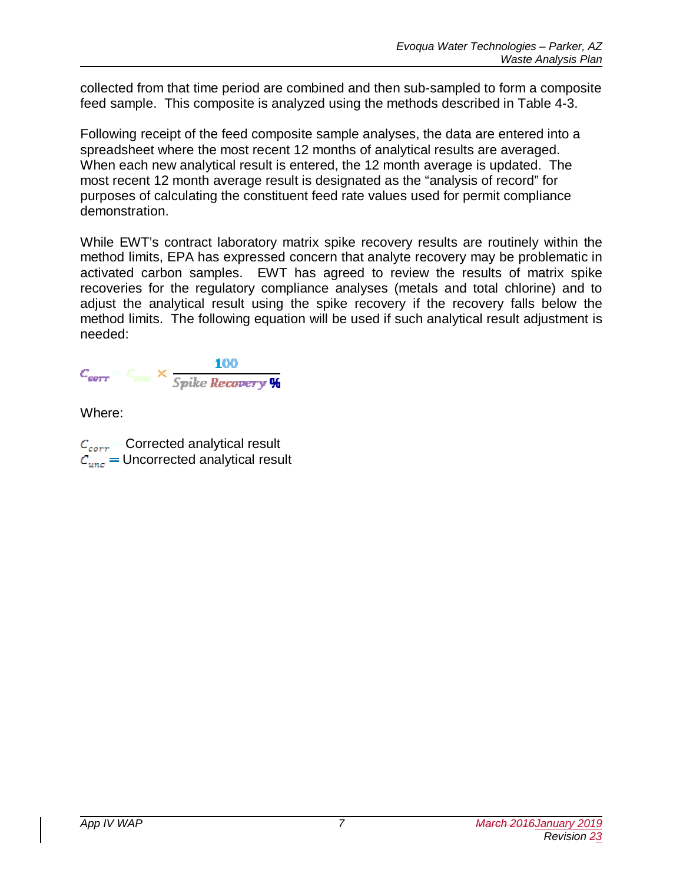collected from that time period are combined and then sub-sampled to form a composite feed sample. This composite is analyzed using the methods described in Table 4-3.

Following receipt of the feed composite sample analyses, the data are entered into a spreadsheet where the most recent 12 months of analytical results are averaged. When each new analytical result is entered, the 12 month average is updated. The most recent 12 month average result is designated as the "analysis of record" for purposes of calculating the constituent feed rate values used for permit compliance demonstration.

While EWT's contract laboratory matrix spike recovery results are routinely within the method limits, EPA has expressed concern that analyte recovery may be problematic in activated carbon samples. EWT has agreed to review the results of matrix spike recoveries for the regulatory compliance analyses (metals and total chlorine) and to adjust the analytical result using the spike recovery if the recovery falls below the method limits. The following equation will be used if such analytical result adjustment is needed:

$$C_{corr} = C_{unc} \times \frac{100}{Spike\ Recovery\ \%}$$

Where:

$C_{corr}$ = Corrected analytical result
$C_{unc}$ = Uncorrected analytical result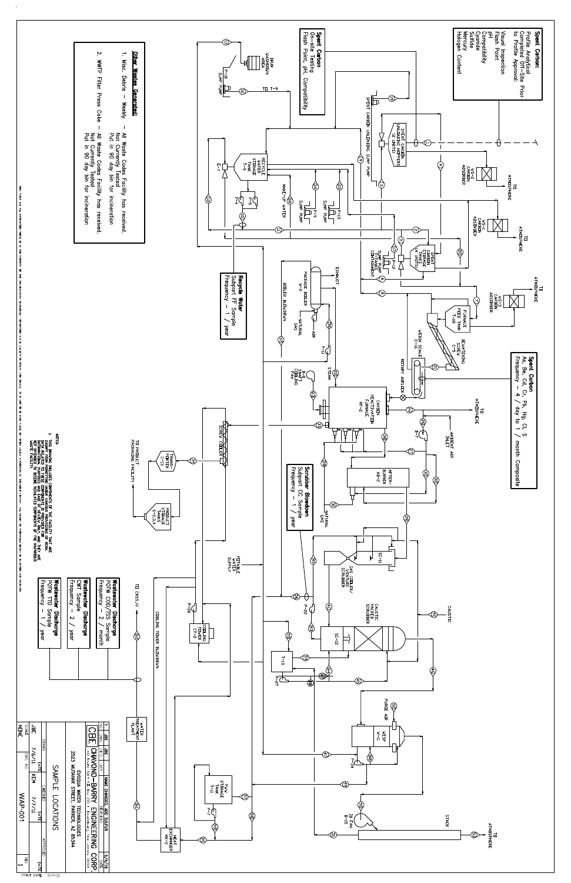**Spent Carbon:**
Profile Analytical Completed Off-Site Prior to Profile Approval:
Visual Inspection
Flash Point
pH
Compatibility
Cyanide
Sulfide
Mercury
Halogen Content

**Spent Carbon**
On-site Testing
Flash Point, pH, Compatibility

**Other Wastes Generated:**

1. Misc. Debris – Weekly – All Waste Codes Facility has received. Not Currently Tested. Put in 90 day bin for incineration
2. WWTP Filter Press Cake – All Waste Codes Facility has received. Not Currently Tested. Put in 90 day bin for incineration

**Recycle Water**
Subpart FF Sample
Frequency – 1 / year

**Spent Carbon**
As, Be, Cd, Cr, Pb, Hg, Cl, S
Frequency – 4 / day to 1 / month Composite

**Scrubber Blowdown**
Subpart CC Sample
Frequency – 1 / year

**Wastewater Discharge**
POTW COD/TSS Sample
Frequency – 2 / month

**Wastewater Discharge**
CWT Sample
Frequency – 2 / year

**Wastewater Discharge**
POTW TTO Sample
Frequency – 1 / year

NOTES:
1. THIS DRAWING INCLUDES COMPONENTS OF THE FACILITY THAT ARE EXEMPT FROM REGULATION UNDER VARIOUS PROVISIONS OF RCRA. THE INCLUSION OF THESE COMPONENTS IS PROVIDED FOR INFORMATIONAL PURPOSES AND FOR EASE OF REVIEW ONLY, AND THEY ARE NOT INTENDED TO BECOME REGULATED COMPONENTS OF THE HAZARDOUS WASTE FACILITY.

| 1 | JBE | JBE | NAME CHANGED, ADD SULFUR | 5/4/16 |
|---|---|---|---|---|
| NO. | DWN | CHK | APP | REVISIONS | DATE |

CBE CHAVOND-BARRY ENGINEERING CORP.

EVOQUA WATER TECHNOLOGIES
2523 MUTAHAR STREET, PARKER, AZ 85344

SAMPLE LOCATIONS

| DRAWN | DATE | CHECKED | DATE | APPROVED | DATE |
|---|---|---|---|---|---|
| JBE | 7/6/11 | KEM | 7/7/11 | | |

SCALE: NONE
DWG. NO.: WAP-001
REV.: 1

PRINT DATE: 5/4/16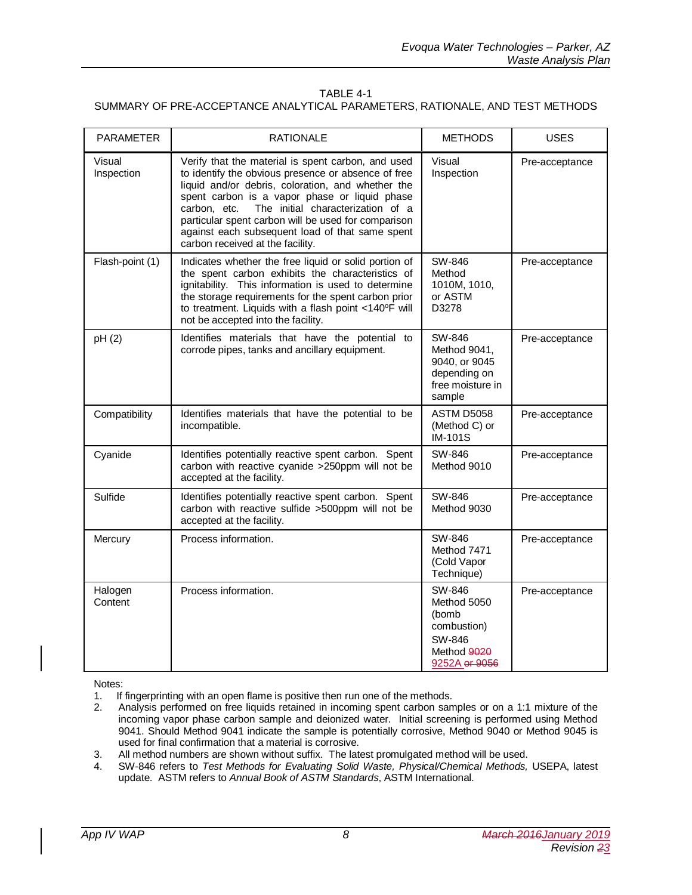TABLE 4-1
SUMMARY OF PRE-ACCEPTANCE ANALYTICAL PARAMETERS, RATIONALE, AND TEST METHODS

| PARAMETER | RATIONALE | METHODS | USES |
|---|---|---|---|
| Visual Inspection | Verify that the material is spent carbon, and used to identify the obvious presence or absence of free liquid and/or debris, coloration, and whether the spent carbon is a vapor phase or liquid phase carbon, etc. The initial characterization of a particular spent carbon will be used for comparison against each subsequent load of that same spent carbon received at the facility. | Visual Inspection | Pre-acceptance |
| Flash-point (1) | Indicates whether the free liquid or solid portion of the spent carbon exhibits the characteristics of ignitability. This information is used to determine the storage requirements for the spent carbon prior to treatment. Liquids with a flash point <140ºF will not be accepted into the facility. | SW-846 Method 1010M, 1010, or ASTM D3278 | Pre-acceptance |
| pH (2) | Identifies materials that have the potential to corrode pipes, tanks and ancillary equipment. | SW-846 Method 9041, 9040, or 9045 depending on free moisture in sample | Pre-acceptance |
| Compatibility | Identifies materials that have the potential to be incompatible. | ASTM D5058 (Method C) or IM-101S | Pre-acceptance |
| Cyanide | Identifies potentially reactive spent carbon. Spent carbon with reactive cyanide >250ppm will not be accepted at the facility. | SW-846 Method 9010 | Pre-acceptance |
| Sulfide | Identifies potentially reactive spent carbon. Spent carbon with reactive sulfide >500ppm will not be accepted at the facility. | SW-846 Method 9030 | Pre-acceptance |
| Mercury | Process information. | SW-846 Method 7471 (Cold Vapor Technique) | Pre-acceptance |
| Halogen Content | Process information. | SW-846 Method 5050 (bomb combustion) SW-846 Method ~~9020~~ 9252A ~~or 9056~~ | Pre-acceptance |

Notes:

1. If fingerprinting with an open flame is positive then run one of the methods.
2. Analysis performed on free liquids retained in incoming spent carbon samples or on a 1:1 mixture of the incoming vapor phase carbon sample and deionized water. Initial screening is performed using Method 9041. Should Method 9041 indicate the sample is potentially corrosive, Method 9040 or Method 9045 is used for final confirmation that a material is corrosive.
3. All method numbers are shown without suffix. The latest promulgated method will be used.
4. SW-846 refers to *Test Methods for Evaluating Solid Waste, Physical/Chemical Methods,* USEPA, latest update. ASTM refers to *Annual Book of ASTM Standards*, ASTM International.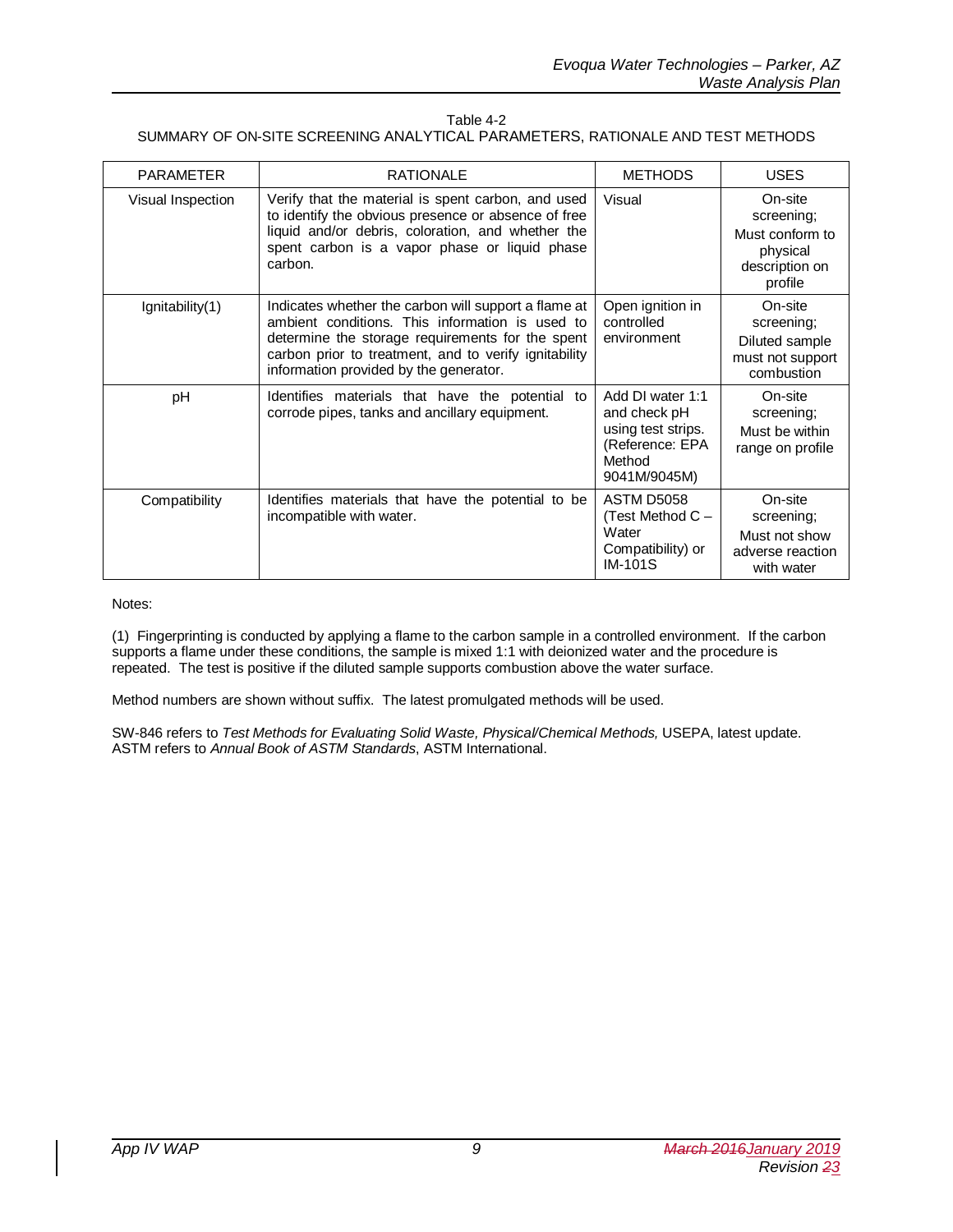Table 4-2
SUMMARY OF ON-SITE SCREENING ANALYTICAL PARAMETERS, RATIONALE AND TEST METHODS

| PARAMETER | RATIONALE | METHODS | USES |
|---|---|---|---|
| Visual Inspection | Verify that the material is spent carbon, and used to identify the obvious presence or absence of free liquid and/or debris, coloration, and whether the spent carbon is a vapor phase or liquid phase carbon. | Visual | On-site screening; Must conform to physical description on profile |
| Ignitability(1) | Indicates whether the carbon will support a flame at ambient conditions. This information is used to determine the storage requirements for the spent carbon prior to treatment, and to verify ignitability information provided by the generator. | Open ignition in controlled environment | On-site screening; Diluted sample must not support combustion |
| pH | Identifies materials that have the potential to corrode pipes, tanks and ancillary equipment. | Add DI water 1:1 and check pH using test strips. (Reference: EPA Method 9041M/9045M) | On-site screening; Must be within range on profile |
| Compatibility | Identifies materials that have the potential to be incompatible with water. | ASTM D5058 (Test Method C – Water Compatibility) or IM-101S | On-site screening; Must not show adverse reaction with water |

Notes:

(1) Fingerprinting is conducted by applying a flame to the carbon sample in a controlled environment. If the carbon supports a flame under these conditions, the sample is mixed 1:1 with deionized water and the procedure is repeated. The test is positive if the diluted sample supports combustion above the water surface.

Method numbers are shown without suffix. The latest promulgated methods will be used.

SW-846 refers to *Test Methods for Evaluating Solid Waste, Physical/Chemical Methods,* USEPA, latest update.
ASTM refers to *Annual Book of ASTM Standards*, ASTM International.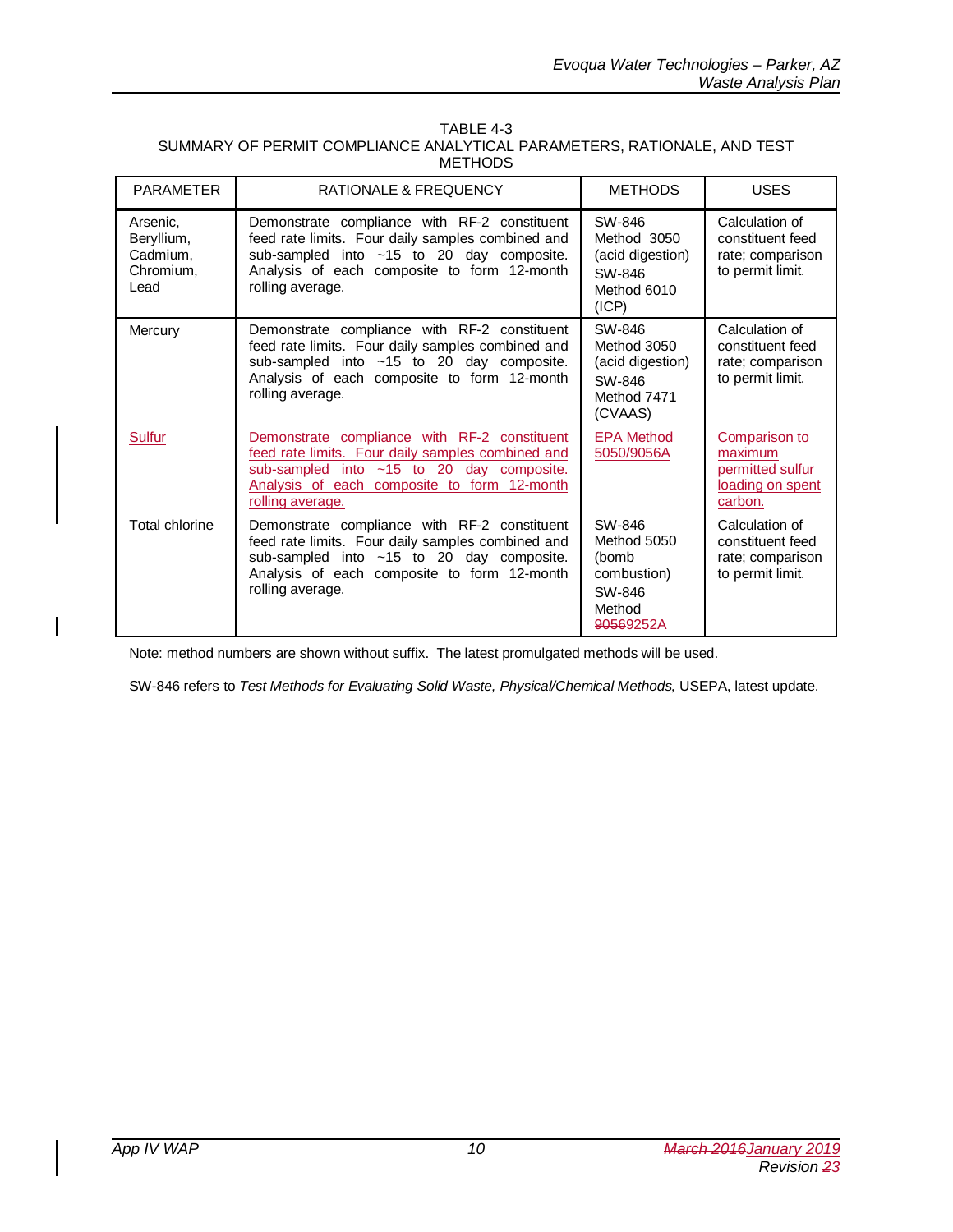TABLE 4-3
SUMMARY OF PERMIT COMPLIANCE ANALYTICAL PARAMETERS, RATIONALE, AND TEST METHODS

| PARAMETER | RATIONALE & FREQUENCY | METHODS | USES |
|---|---|---|---|
| Arsenic, Beryllium, Cadmium, Chromium, Lead | Demonstrate compliance with RF-2 constituent feed rate limits. Four daily samples combined and sub-sampled into ~15 to 20 day composite. Analysis of each composite to form 12-month rolling average. | SW-846 Method 3050 (acid digestion) SW-846 Method 6010 (ICP) | Calculation of constituent feed rate; comparison to permit limit. |
| Mercury | Demonstrate compliance with RF-2 constituent feed rate limits. Four daily samples combined and sub-sampled into ~15 to 20 day composite. Analysis of each composite to form 12-month rolling average. | SW-846 Method 3050 (acid digestion) SW-846 Method 7471 (CVAAS) | Calculation of constituent feed rate; comparison to permit limit. |
| Sulfur | Demonstrate compliance with RF-2 constituent feed rate limits. Four daily samples combined and sub-sampled into ~15 to 20 day composite. Analysis of each composite to form 12-month rolling average. | EPA Method 5050/9056A | Comparison to maximum permitted sulfur loading on spent carbon. |
| Total chlorine | Demonstrate compliance with RF-2 constituent feed rate limits. Four daily samples combined and sub-sampled into ~15 to 20 day composite. Analysis of each composite to form 12-month rolling average. | SW-846 Method 5050 (bomb combustion) SW-846 Method ~~9056~~9252A | Calculation of constituent feed rate; comparison to permit limit. |

Note: method numbers are shown without suffix. The latest promulgated methods will be used.

SW-846 refers to *Test Methods for Evaluating Solid Waste, Physical/Chemical Methods,* USEPA, latest update.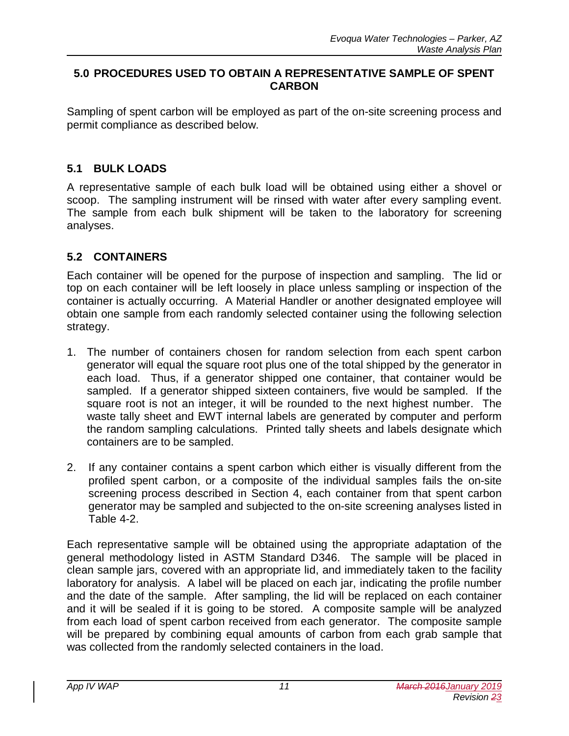## 5.0 PROCEDURES USED TO OBTAIN A REPRESENTATIVE SAMPLE OF SPENT CARBON

Sampling of spent carbon will be employed as part of the on-site screening process and permit compliance as described below.

### 5.1 BULK LOADS

A representative sample of each bulk load will be obtained using either a shovel or scoop. The sampling instrument will be rinsed with water after every sampling event. The sample from each bulk shipment will be taken to the laboratory for screening analyses.

### 5.2 CONTAINERS

Each container will be opened for the purpose of inspection and sampling. The lid or top on each container will be left loosely in place unless sampling or inspection of the container is actually occurring. A Material Handler or another designated employee will obtain one sample from each randomly selected container using the following selection strategy.

1. The number of containers chosen for random selection from each spent carbon generator will equal the square root plus one of the total shipped by the generator in each load. Thus, if a generator shipped one container, that container would be sampled. If a generator shipped sixteen containers, five would be sampled. If the square root is not an integer, it will be rounded to the next highest number. The waste tally sheet and EWT internal labels are generated by computer and perform the random sampling calculations. Printed tally sheets and labels designate which containers are to be sampled.

2. If any container contains a spent carbon which either is visually different from the profiled spent carbon, or a composite of the individual samples fails the on-site screening process described in Section 4, each container from that spent carbon generator may be sampled and subjected to the on-site screening analyses listed in Table 4-2.

Each representative sample will be obtained using the appropriate adaptation of the general methodology listed in ASTM Standard D346. The sample will be placed in clean sample jars, covered with an appropriate lid, and immediately taken to the facility laboratory for analysis. A label will be placed on each jar, indicating the profile number and the date of the sample. After sampling, the lid will be replaced on each container and it will be sealed if it is going to be stored. A composite sample will be analyzed from each load of spent carbon received from each generator. The composite sample will be prepared by combining equal amounts of carbon from each grab sample that was collected from the randomly selected containers in the load.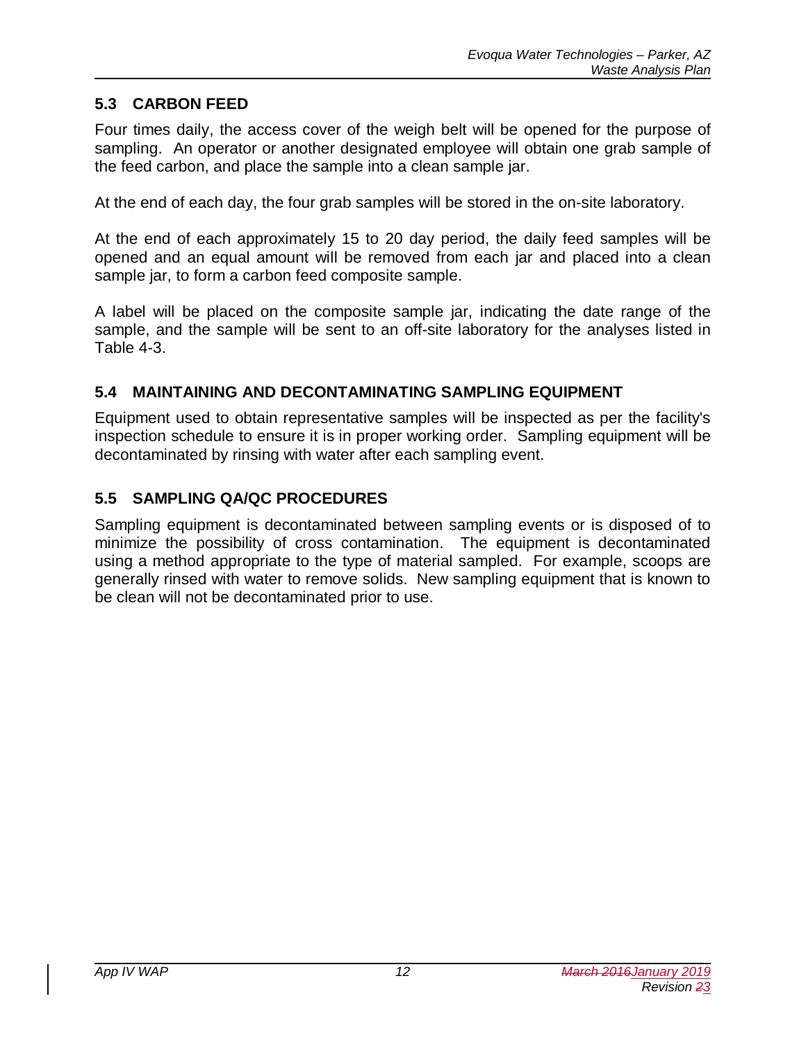## 5.3 CARBON FEED

Four times daily, the access cover of the weigh belt will be opened for the purpose of sampling. An operator or another designated employee will obtain one grab sample of the feed carbon, and place the sample into a clean sample jar.

At the end of each day, the four grab samples will be stored in the on-site laboratory.

At the end of each approximately 15 to 20 day period, the daily feed samples will be opened and an equal amount will be removed from each jar and placed into a clean sample jar, to form a carbon feed composite sample.

A label will be placed on the composite sample jar, indicating the date range of the sample, and the sample will be sent to an off-site laboratory for the analyses listed in Table 4-3.

## 5.4 MAINTAINING AND DECONTAMINATING SAMPLING EQUIPMENT

Equipment used to obtain representative samples will be inspected as per the facility's inspection schedule to ensure it is in proper working order. Sampling equipment will be decontaminated by rinsing with water after each sampling event.

## 5.5 SAMPLING QA/QC PROCEDURES

Sampling equipment is decontaminated between sampling events or is disposed of to minimize the possibility of cross contamination. The equipment is decontaminated using a method appropriate to the type of material sampled. For example, scoops are generally rinsed with water to remove solids. New sampling equipment that is known to be clean will not be decontaminated prior to use.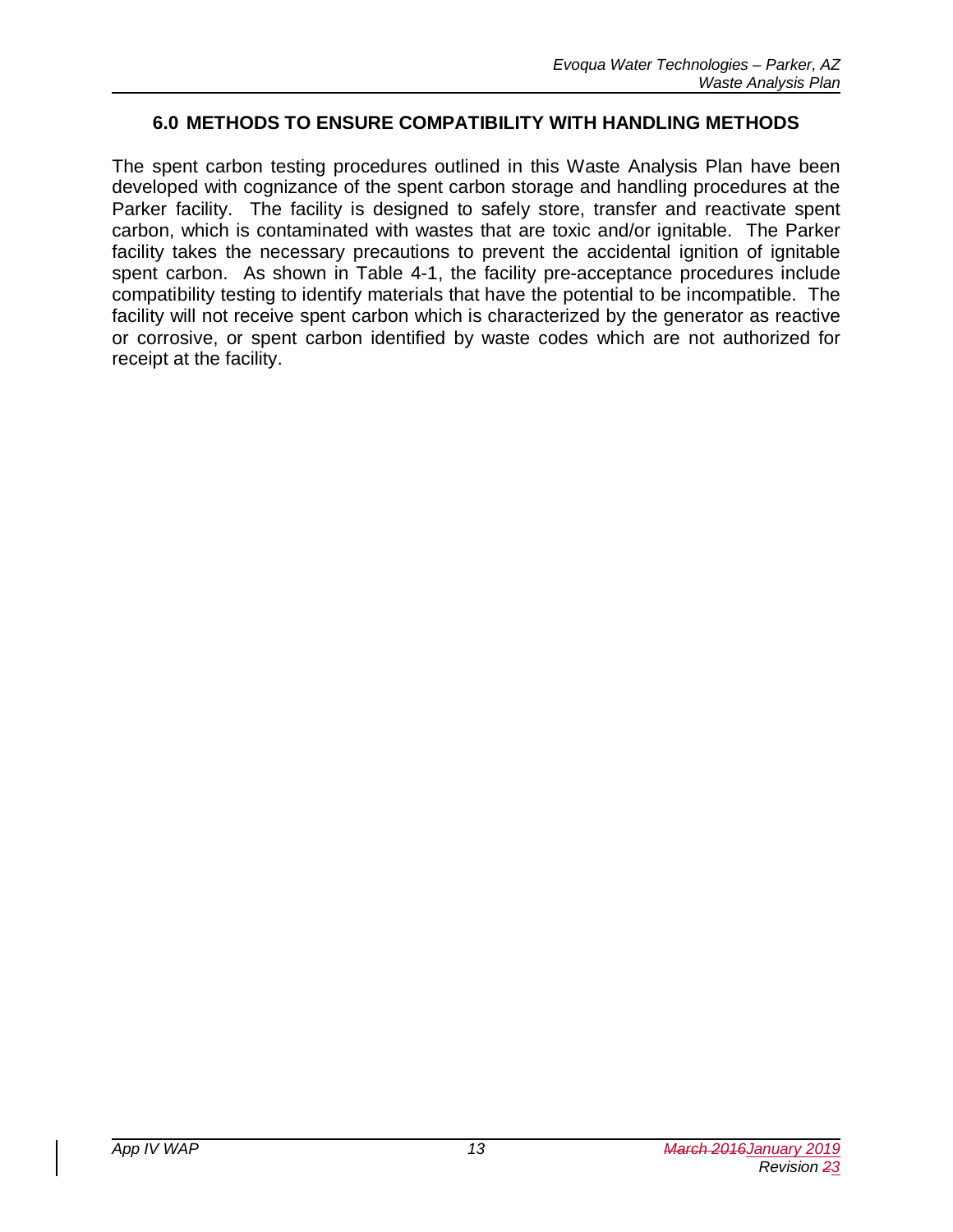## 6.0 METHODS TO ENSURE COMPATIBILITY WITH HANDLING METHODS

The spent carbon testing procedures outlined in this Waste Analysis Plan have been developed with cognizance of the spent carbon storage and handling procedures at the Parker facility. The facility is designed to safely store, transfer and reactivate spent carbon, which is contaminated with wastes that are toxic and/or ignitable. The Parker facility takes the necessary precautions to prevent the accidental ignition of ignitable spent carbon. As shown in Table 4-1, the facility pre-acceptance procedures include compatibility testing to identify materials that have the potential to be incompatible. The facility will not receive spent carbon which is characterized by the generator as reactive or corrosive, or spent carbon identified by waste codes which are not authorized for receipt at the facility.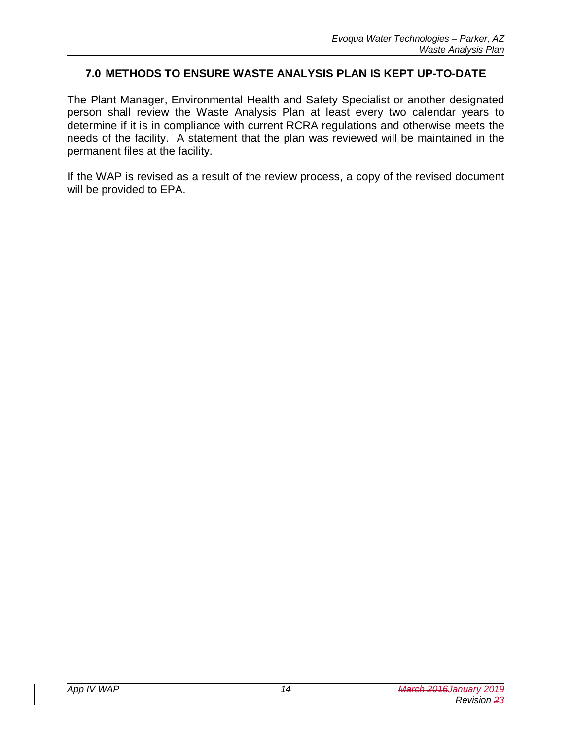## 7.0 METHODS TO ENSURE WASTE ANALYSIS PLAN IS KEPT UP-TO-DATE

The Plant Manager, Environmental Health and Safety Specialist or another designated person shall review the Waste Analysis Plan at least every two calendar years to determine if it is in compliance with current RCRA regulations and otherwise meets the needs of the facility. A statement that the plan was reviewed will be maintained in the permanent files at the facility.

If the WAP is revised as a result of the review process, a copy of the revised document will be provided to EPA.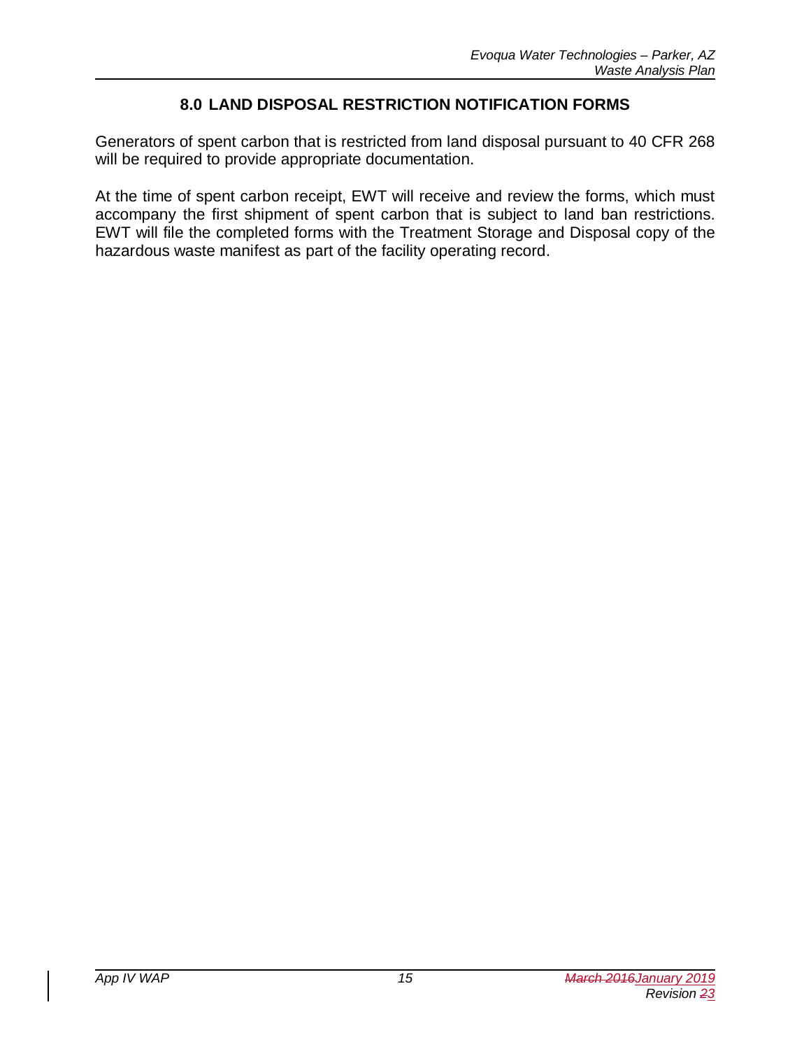# 8.0 LAND DISPOSAL RESTRICTION NOTIFICATION FORMS

Generators of spent carbon that is restricted from land disposal pursuant to 40 CFR 268 will be required to provide appropriate documentation.

At the time of spent carbon receipt, EWT will receive and review the forms, which must accompany the first shipment of spent carbon that is subject to land ban restrictions. EWT will file the completed forms with the Treatment Storage and Disposal copy of the hazardous waste manifest as part of the facility operating record.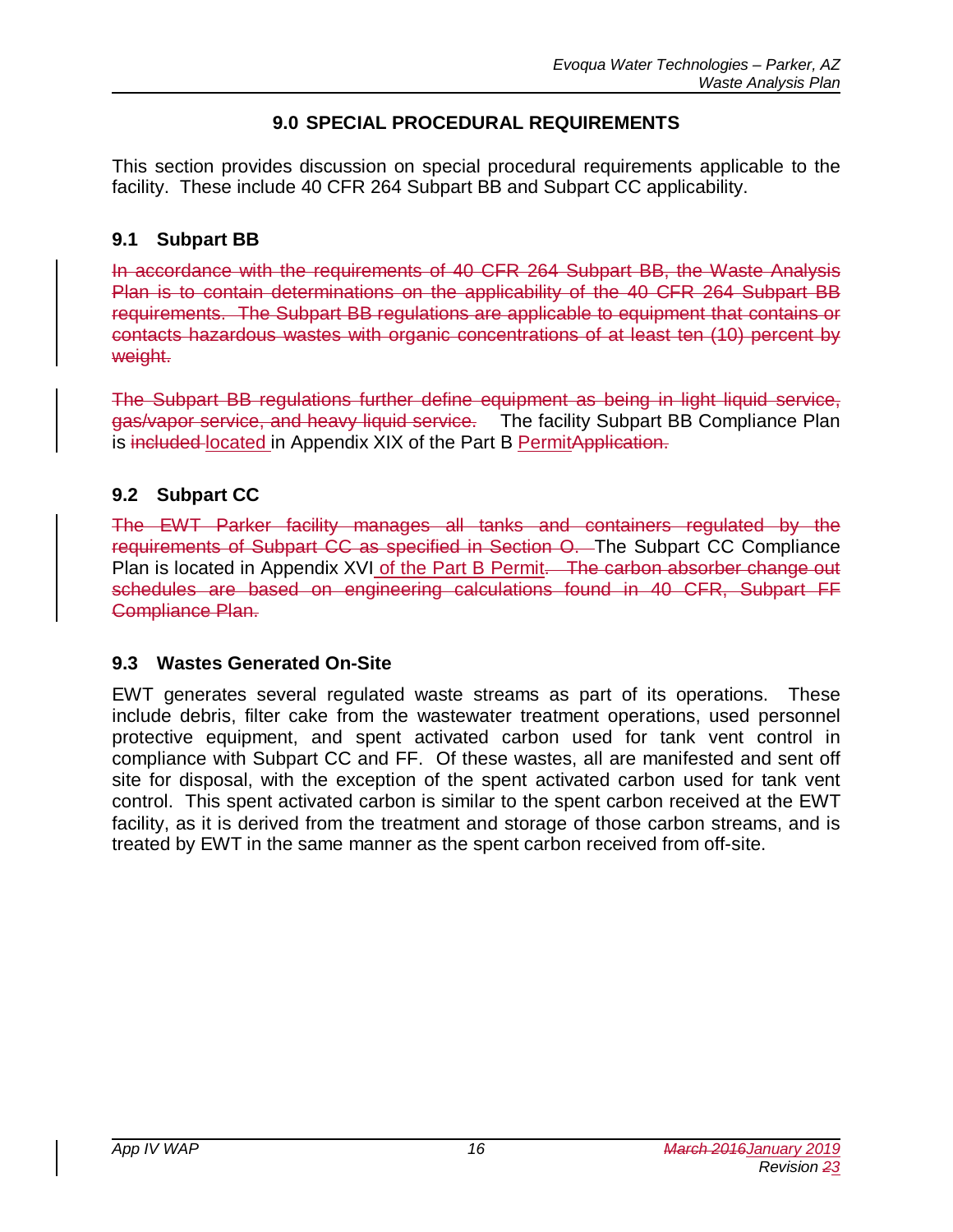## 9.0 SPECIAL PROCEDURAL REQUIREMENTS

This section provides discussion on special procedural requirements applicable to the facility. These include 40 CFR 264 Subpart BB and Subpart CC applicability.

### 9.1 Subpart BB

~~In accordance with the requirements of 40 CFR 264 Subpart BB, the Waste Analysis Plan is to contain determinations on the applicability of the 40 CFR 264 Subpart BB requirements. The Subpart BB regulations are applicable to equipment that contains or contacts hazardous wastes with organic concentrations of at least ten (10) percent by weight.~~

~~The Subpart BB regulations further define equipment as being in light liquid service, gas/vapor service, and heavy liquid service.~~ The facility Subpart BB Compliance Plan is ~~included~~ located in Appendix XIX of the Part B Permit~~Application.~~

### 9.2 Subpart CC

~~The EWT Parker facility manages all tanks and containers regulated by the requirements of Subpart CC as specified in Section O.~~ The Subpart CC Compliance Plan is located in Appendix XVI of the Part B Permit~~. The carbon absorber change out schedules are based on engineering calculations found in 40 CFR, Subpart FF Compliance Plan.~~

### 9.3 Wastes Generated On-Site

EWT generates several regulated waste streams as part of its operations. These include debris, filter cake from the wastewater treatment operations, used personnel protective equipment, and spent activated carbon used for tank vent control in compliance with Subpart CC and FF. Of these wastes, all are manifested and sent off site for disposal, with the exception of the spent activated carbon used for tank vent control. This spent activated carbon is similar to the spent carbon received at the EWT facility, as it is derived from the treatment and storage of those carbon streams, and is treated by EWT in the same manner as the spent carbon received from off-site.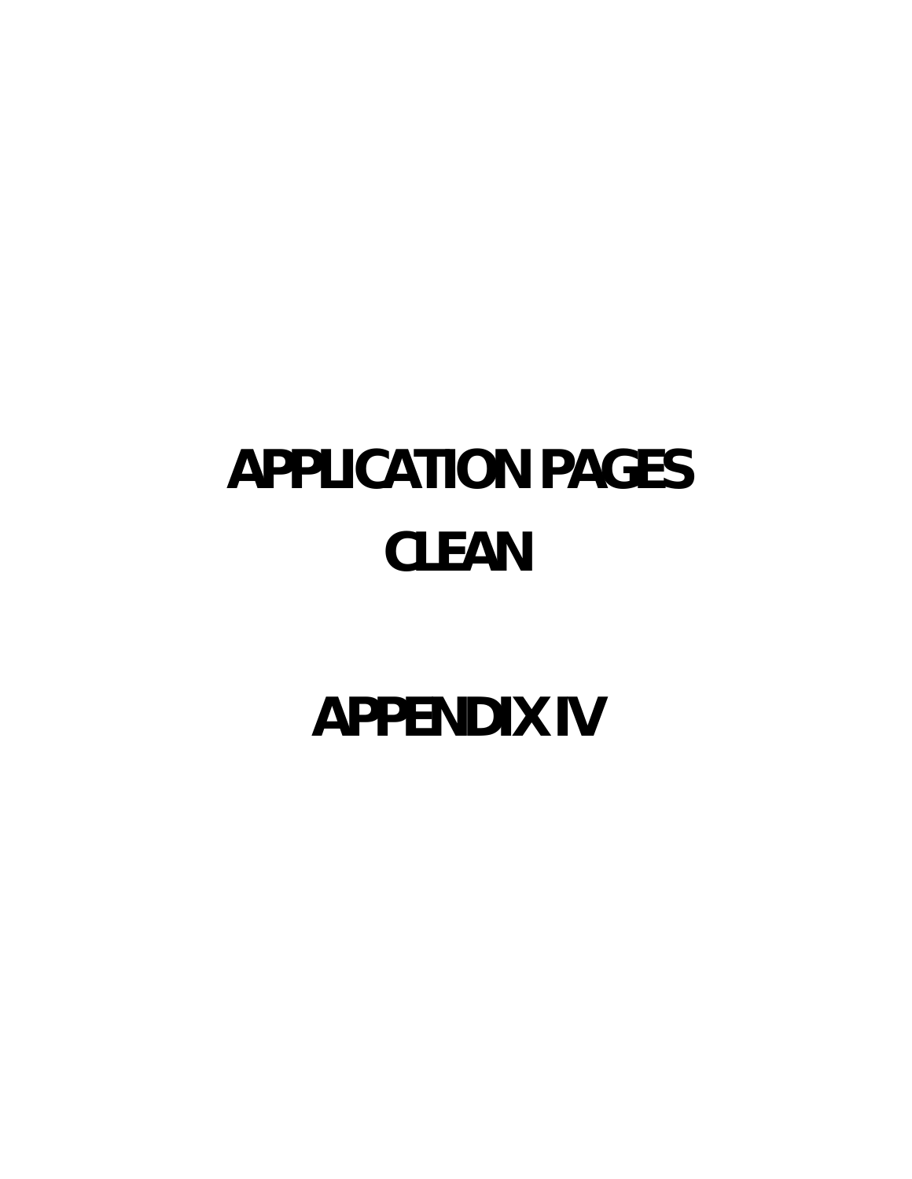# APPLICATION PAGES

# CLEAN

# APPENDIX IV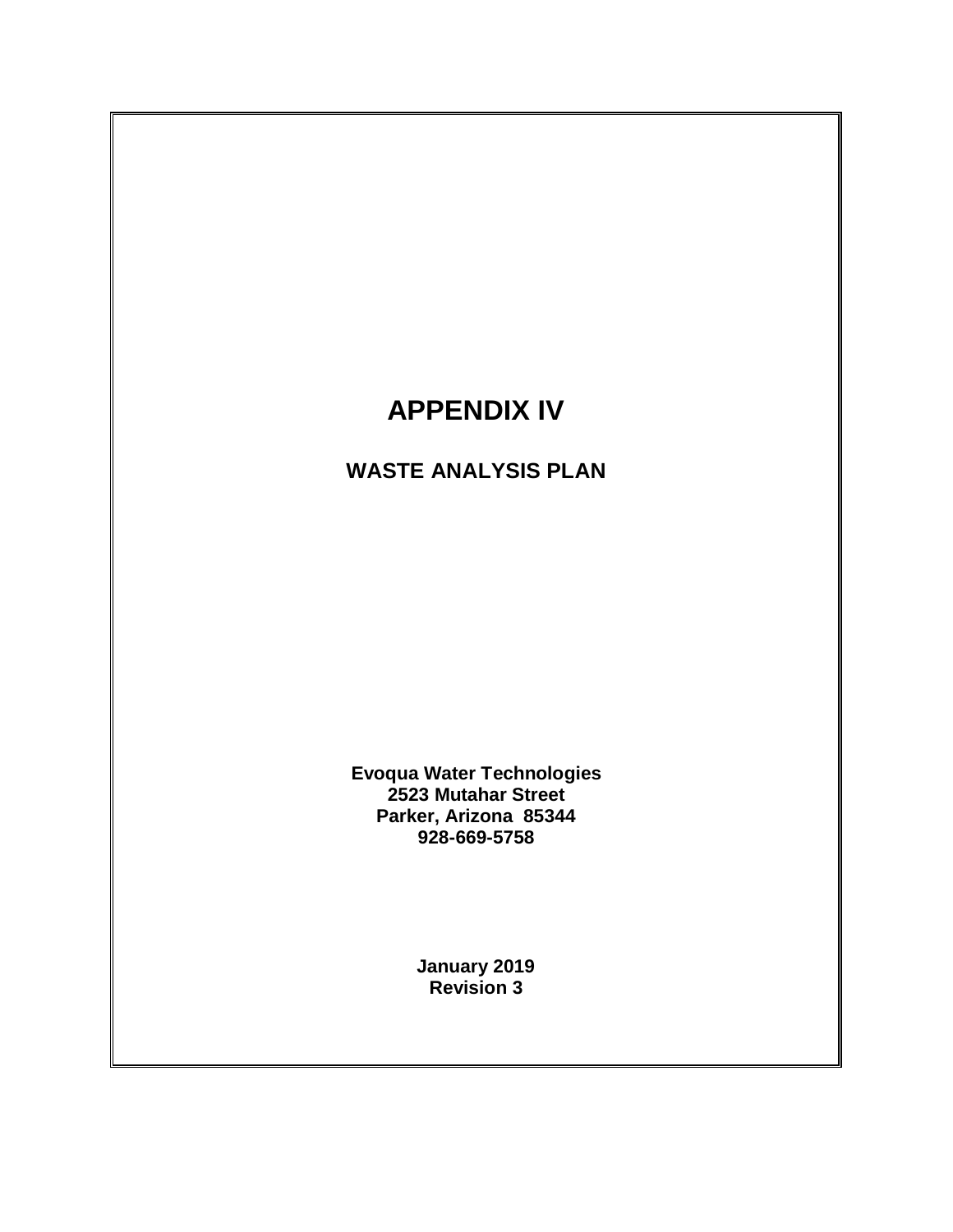# APPENDIX IV

## WASTE ANALYSIS PLAN

**Evoqua Water Technologies**
**2523 Mutahar Street**
**Parker, Arizona 85344**
**928-669-5758**

**January 2019**
**Revision 3**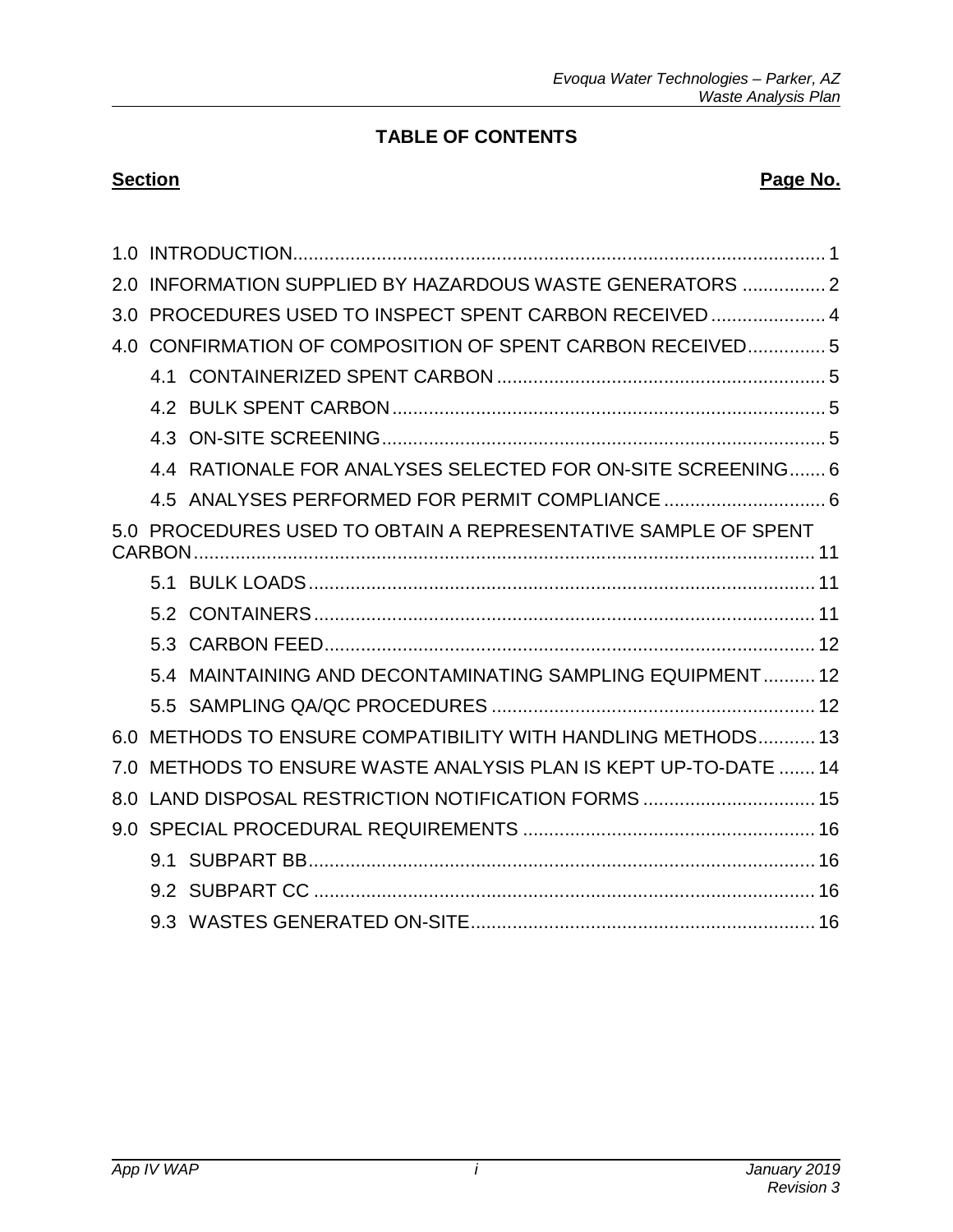# TABLE OF CONTENTS

**Section** **Page No.**

1.0 INTRODUCTION.......................................................................................................... 1

2.0 INFORMATION SUPPLIED BY HAZARDOUS WASTE GENERATORS ................ 2

3.0 PROCEDURES USED TO INSPECT SPENT CARBON RECEIVED ...................... 4

4.0 CONFIRMATION OF COMPOSITION OF SPENT CARBON RECEIVED............... 5

- 4.1 CONTAINERIZED SPENT CARBON ............................................................... 5
- 4.2 BULK SPENT CARBON .................................................................................... 5
- 4.3 ON-SITE SCREENING....................................................................................... 5
- 4.4 RATIONALE FOR ANALYSES SELECTED FOR ON-SITE SCREENING....... 6
- 4.5 ANALYSES PERFORMED FOR PERMIT COMPLIANCE ............................... 6

5.0 PROCEDURES USED TO OBTAIN A REPRESENTATIVE SAMPLE OF SPENT CARBON...................................................................................................................... 11

- 5.1 BULK LOADS.................................................................................................. 11
- 5.2 CONTAINERS................................................................................................... 11
- 5.3 CARBON FEED................................................................................................ 12
- 5.4 MAINTAINING AND DECONTAMINATING SAMPLING EQUIPMENT.......... 12
- 5.5 SAMPLING QA/QC PROCEDURES .............................................................. 12

6.0 METHODS TO ENSURE COMPATIBILITY WITH HANDLING METHODS........... 13

7.0 METHODS TO ENSURE WASTE ANALYSIS PLAN IS KEPT UP-TO-DATE ....... 14

8.0 LAND DISPOSAL RESTRICTION NOTIFICATION FORMS ................................. 15

9.0 SPECIAL PROCEDURAL REQUIREMENTS ........................................................ 16

- 9.1 SUBPART BB................................................................................................... 16
- 9.2 SUBPART CC .................................................................................................. 16
- 9.3 WASTES GENERATED ON-SITE.................................................................... 16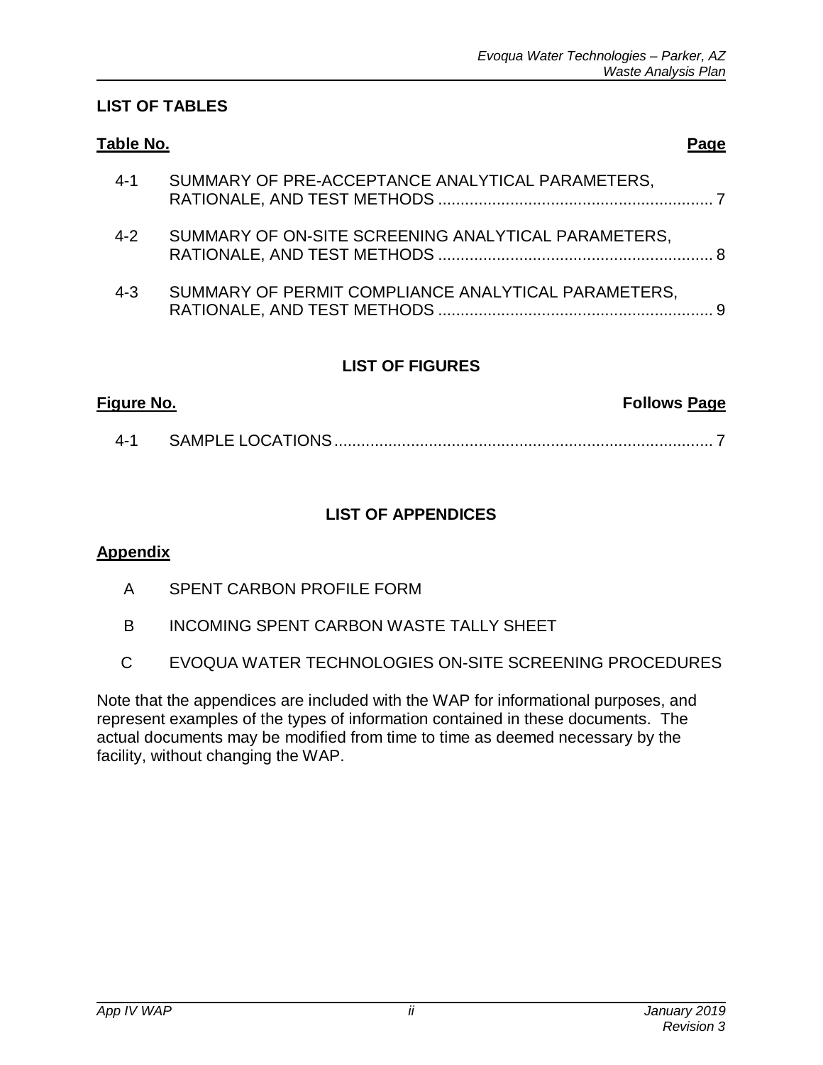## LIST OF TABLES

| Table No. | | Page |
|---|---|---|
| 4-1 | SUMMARY OF PRE-ACCEPTANCE ANALYTICAL PARAMETERS, RATIONALE, AND TEST METHODS | 7 |
| 4-2 | SUMMARY OF ON-SITE SCREENING ANALYTICAL PARAMETERS, RATIONALE, AND TEST METHODS | 8 |
| 4-3 | SUMMARY OF PERMIT COMPLIANCE ANALYTICAL PARAMETERS, RATIONALE, AND TEST METHODS | 9 |

## LIST OF FIGURES

| Figure No. | | Follows Page |
|---|---|---|
| 4-1 | SAMPLE LOCATIONS | 7 |

## LIST OF APPENDICES

| Appendix | |
|---|---|
| A | SPENT CARBON PROFILE FORM |
| B | INCOMING SPENT CARBON WASTE TALLY SHEET |
| C | EVOQUA WATER TECHNOLOGIES ON-SITE SCREENING PROCEDURES |

Note that the appendices are included with the WAP for informational purposes, and represent examples of the types of information contained in these documents. The actual documents may be modified from time to time as deemed necessary by the facility, without changing the WAP.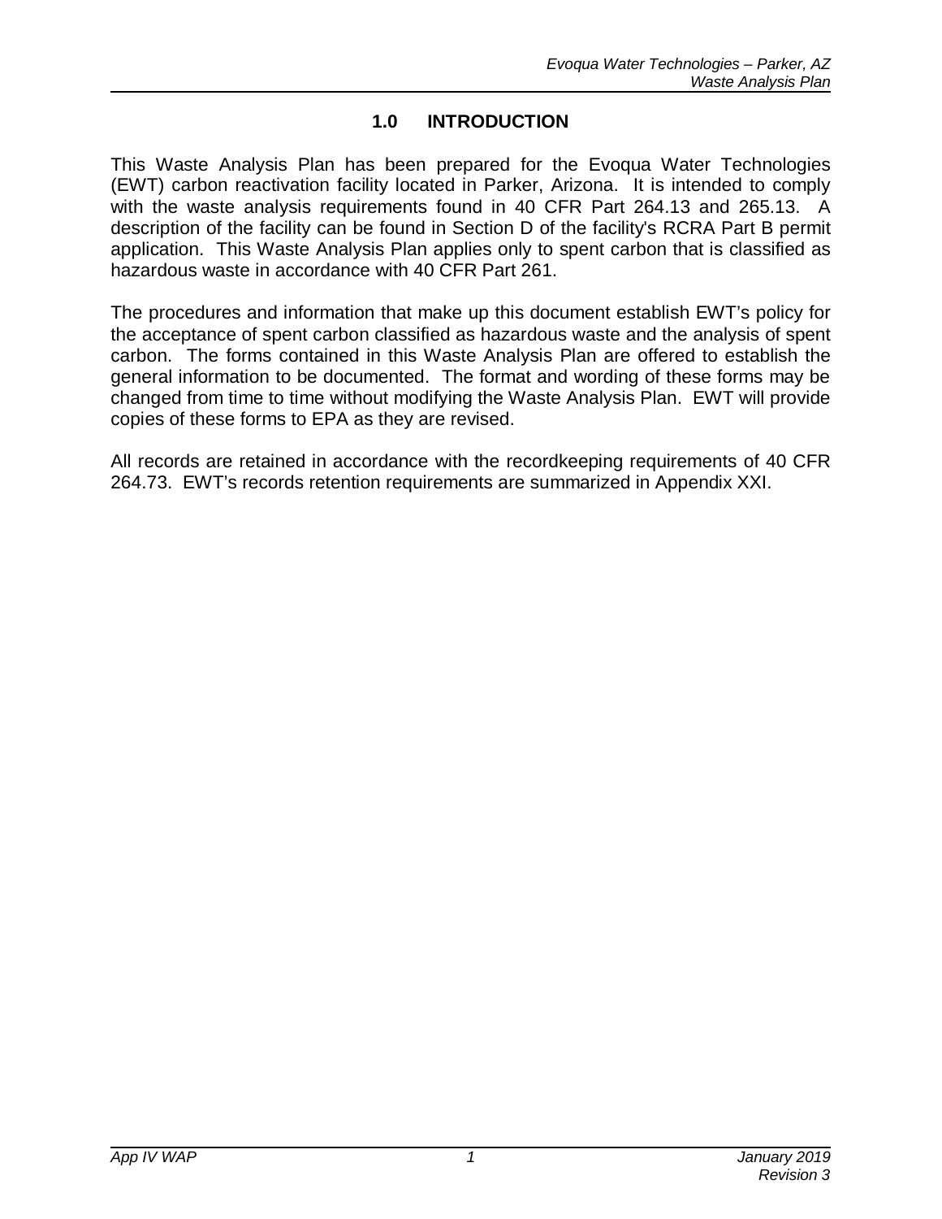# 1.0 INTRODUCTION

This Waste Analysis Plan has been prepared for the Evoqua Water Technologies (EWT) carbon reactivation facility located in Parker, Arizona. It is intended to comply with the waste analysis requirements found in 40 CFR Part 264.13 and 265.13. A description of the facility can be found in Section D of the facility's RCRA Part B permit application. This Waste Analysis Plan applies only to spent carbon that is classified as hazardous waste in accordance with 40 CFR Part 261.

The procedures and information that make up this document establish EWT's policy for the acceptance of spent carbon classified as hazardous waste and the analysis of spent carbon. The forms contained in this Waste Analysis Plan are offered to establish the general information to be documented. The format and wording of these forms may be changed from time to time without modifying the Waste Analysis Plan. EWT will provide copies of these forms to EPA as they are revised.

All records are retained in accordance with the recordkeeping requirements of 40 CFR 264.73. EWT's records retention requirements are summarized in Appendix XXI.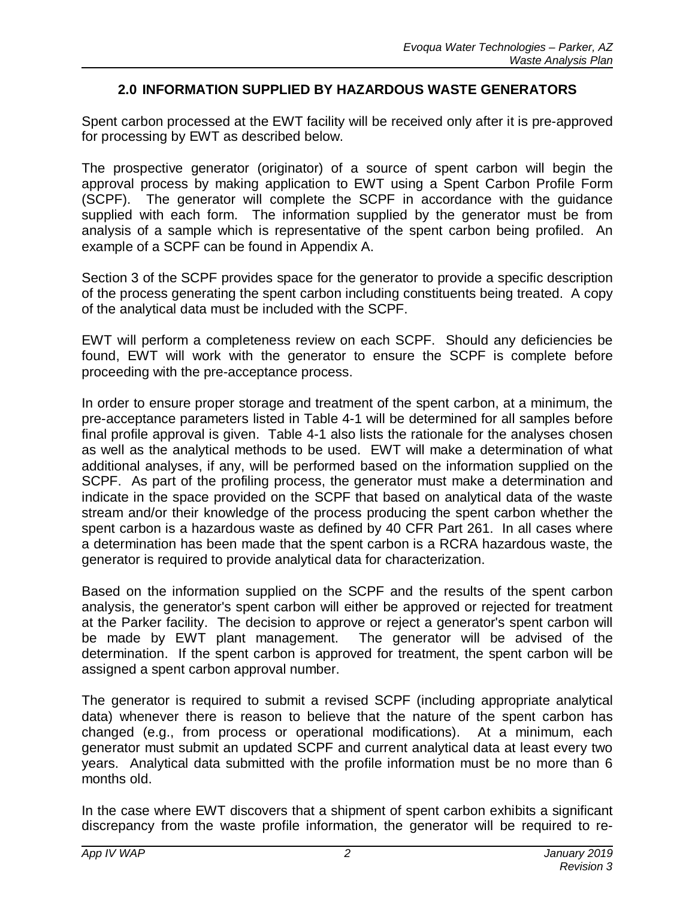## 2.0 INFORMATION SUPPLIED BY HAZARDOUS WASTE GENERATORS

Spent carbon processed at the EWT facility will be received only after it is pre-approved for processing by EWT as described below.

The prospective generator (originator) of a source of spent carbon will begin the approval process by making application to EWT using a Spent Carbon Profile Form (SCPF). The generator will complete the SCPF in accordance with the guidance supplied with each form. The information supplied by the generator must be from analysis of a sample which is representative of the spent carbon being profiled. An example of a SCPF can be found in Appendix A.

Section 3 of the SCPF provides space for the generator to provide a specific description of the process generating the spent carbon including constituents being treated. A copy of the analytical data must be included with the SCPF.

EWT will perform a completeness review on each SCPF. Should any deficiencies be found, EWT will work with the generator to ensure the SCPF is complete before proceeding with the pre-acceptance process.

In order to ensure proper storage and treatment of the spent carbon, at a minimum, the pre-acceptance parameters listed in Table 4-1 will be determined for all samples before final profile approval is given. Table 4-1 also lists the rationale for the analyses chosen as well as the analytical methods to be used. EWT will make a determination of what additional analyses, if any, will be performed based on the information supplied on the SCPF. As part of the profiling process, the generator must make a determination and indicate in the space provided on the SCPF that based on analytical data of the waste stream and/or their knowledge of the process producing the spent carbon whether the spent carbon is a hazardous waste as defined by 40 CFR Part 261. In all cases where a determination has been made that the spent carbon is a RCRA hazardous waste, the generator is required to provide analytical data for characterization.

Based on the information supplied on the SCPF and the results of the spent carbon analysis, the generator's spent carbon will either be approved or rejected for treatment at the Parker facility. The decision to approve or reject a generator's spent carbon will be made by EWT plant management. The generator will be advised of the determination. If the spent carbon is approved for treatment, the spent carbon will be assigned a spent carbon approval number.

The generator is required to submit a revised SCPF (including appropriate analytical data) whenever there is reason to believe that the nature of the spent carbon has changed (e.g., from process or operational modifications). At a minimum, each generator must submit an updated SCPF and current analytical data at least every two years. Analytical data submitted with the profile information must be no more than 6 months old.

In the case where EWT discovers that a shipment of spent carbon exhibits a significant discrepancy from the waste profile information, the generator will be required to re-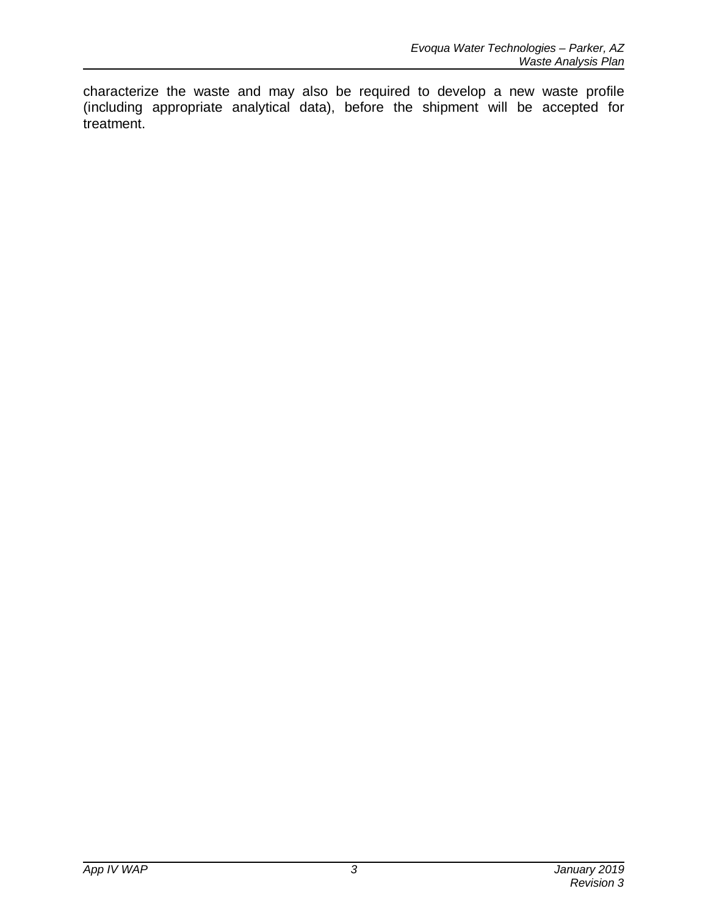characterize the waste and may also be required to develop a new waste profile (including appropriate analytical data), before the shipment will be accepted for treatment.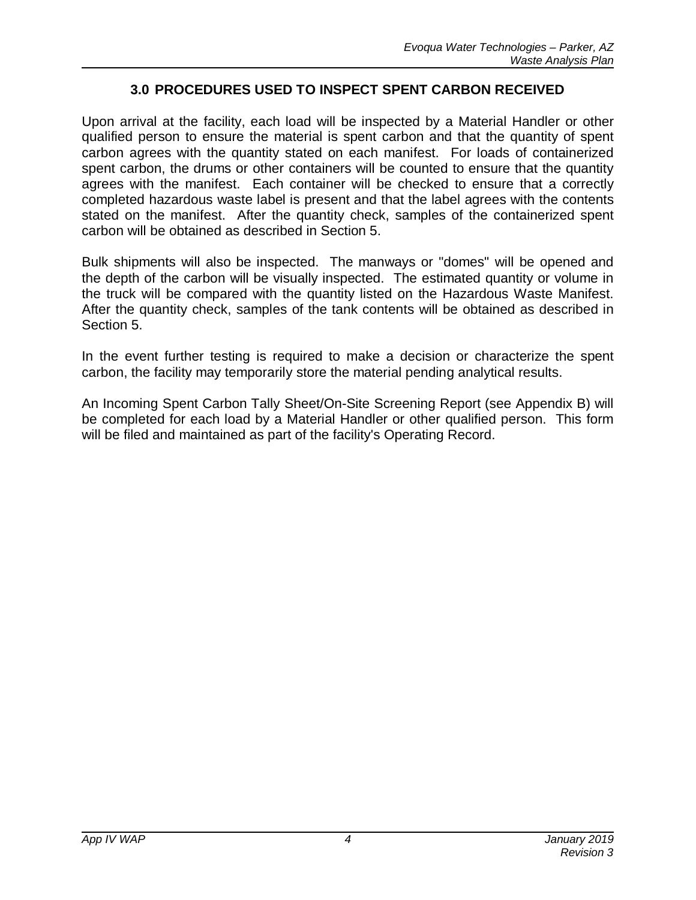## 3.0 PROCEDURES USED TO INSPECT SPENT CARBON RECEIVED

Upon arrival at the facility, each load will be inspected by a Material Handler or other qualified person to ensure the material is spent carbon and that the quantity of spent carbon agrees with the quantity stated on each manifest. For loads of containerized spent carbon, the drums or other containers will be counted to ensure that the quantity agrees with the manifest. Each container will be checked to ensure that a correctly completed hazardous waste label is present and that the label agrees with the contents stated on the manifest. After the quantity check, samples of the containerized spent carbon will be obtained as described in Section 5.

Bulk shipments will also be inspected. The manways or "domes" will be opened and the depth of the carbon will be visually inspected. The estimated quantity or volume in the truck will be compared with the quantity listed on the Hazardous Waste Manifest. After the quantity check, samples of the tank contents will be obtained as described in Section 5.

In the event further testing is required to make a decision or characterize the spent carbon, the facility may temporarily store the material pending analytical results.

An Incoming Spent Carbon Tally Sheet/On-Site Screening Report (see Appendix B) will be completed for each load by a Material Handler or other qualified person. This form will be filed and maintained as part of the facility's Operating Record.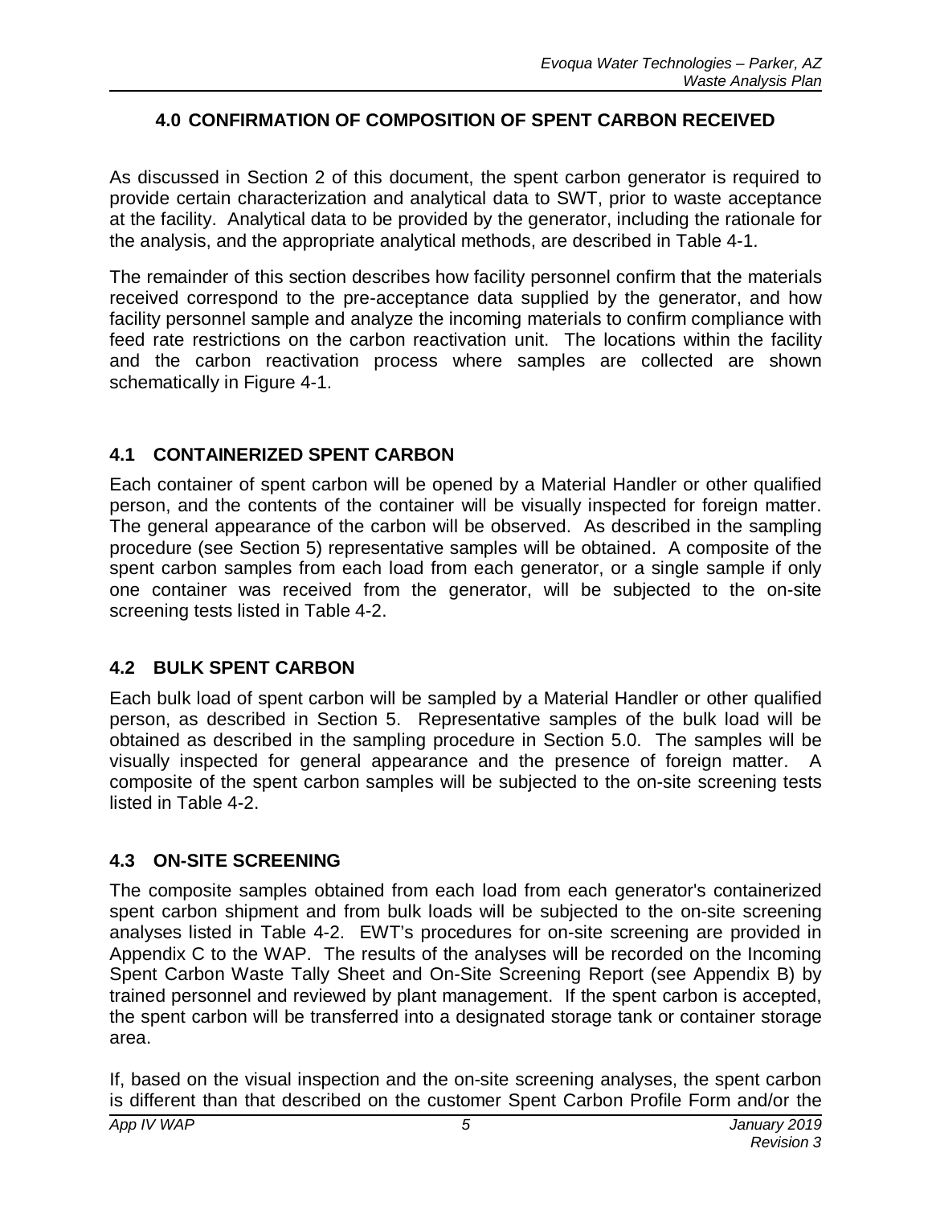## 4.0 CONFIRMATION OF COMPOSITION OF SPENT CARBON RECEIVED

As discussed in Section 2 of this document, the spent carbon generator is required to provide certain characterization and analytical data to SWT, prior to waste acceptance at the facility. Analytical data to be provided by the generator, including the rationale for the analysis, and the appropriate analytical methods, are described in Table 4-1.

The remainder of this section describes how facility personnel confirm that the materials received correspond to the pre-acceptance data supplied by the generator, and how facility personnel sample and analyze the incoming materials to confirm compliance with feed rate restrictions on the carbon reactivation unit. The locations within the facility and the carbon reactivation process where samples are collected are shown schematically in Figure 4-1.

### 4.1 CONTAINERIZED SPENT CARBON

Each container of spent carbon will be opened by a Material Handler or other qualified person, and the contents of the container will be visually inspected for foreign matter. The general appearance of the carbon will be observed. As described in the sampling procedure (see Section 5) representative samples will be obtained. A composite of the spent carbon samples from each load from each generator, or a single sample if only one container was received from the generator, will be subjected to the on-site screening tests listed in Table 4-2.

### 4.2 BULK SPENT CARBON

Each bulk load of spent carbon will be sampled by a Material Handler or other qualified person, as described in Section 5. Representative samples of the bulk load will be obtained as described in the sampling procedure in Section 5.0. The samples will be visually inspected for general appearance and the presence of foreign matter. A composite of the spent carbon samples will be subjected to the on-site screening tests listed in Table 4-2.

### 4.3 ON-SITE SCREENING

The composite samples obtained from each load from each generator's containerized spent carbon shipment and from bulk loads will be subjected to the on-site screening analyses listed in Table 4-2. EWT's procedures for on-site screening are provided in Appendix C to the WAP. The results of the analyses will be recorded on the Incoming Spent Carbon Waste Tally Sheet and On-Site Screening Report (see Appendix B) by trained personnel and reviewed by plant management. If the spent carbon is accepted, the spent carbon will be transferred into a designated storage tank or container storage area.

If, based on the visual inspection and the on-site screening analyses, the spent carbon is different than that described on the customer Spent Carbon Profile Form and/or the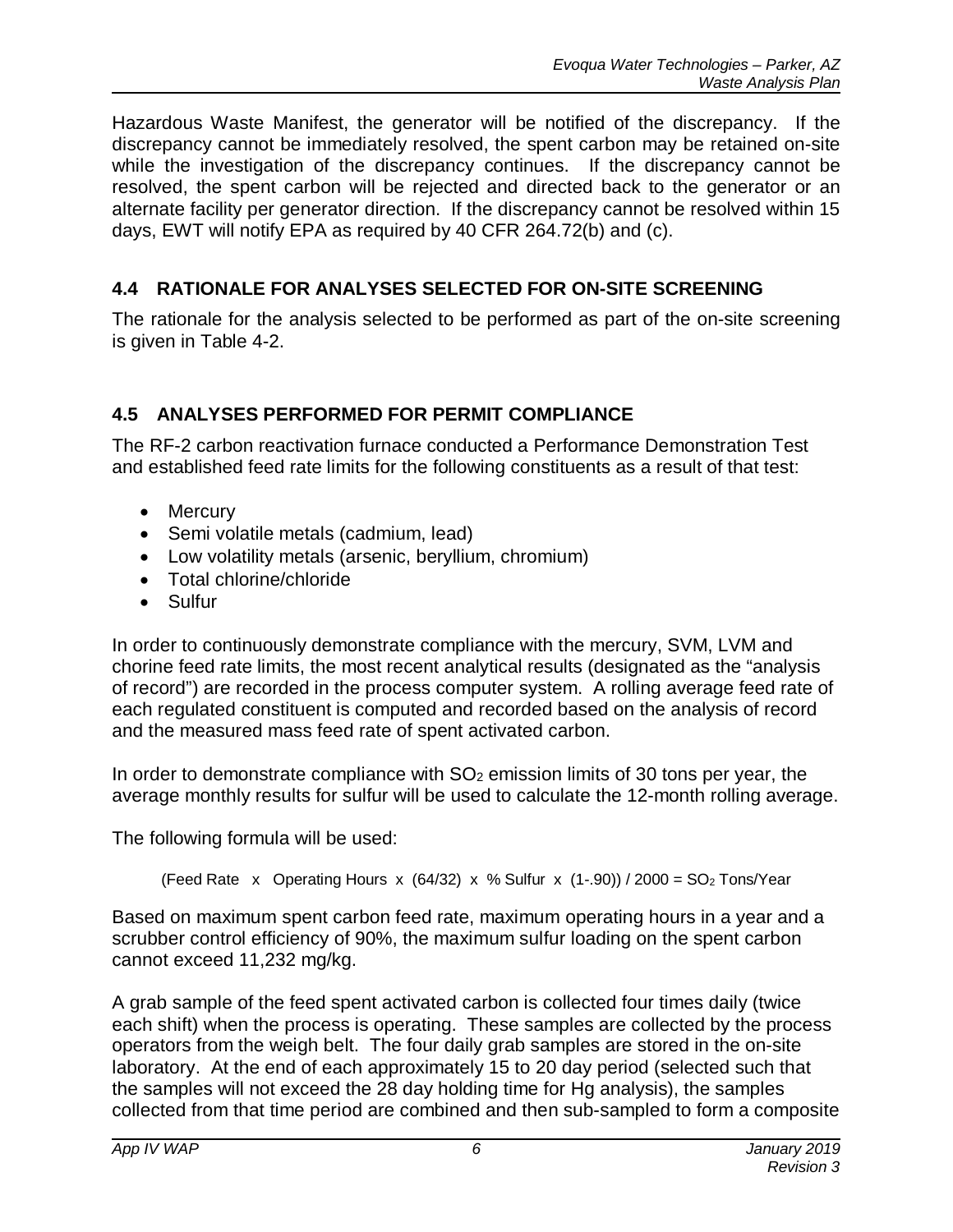Hazardous Waste Manifest, the generator will be notified of the discrepancy. If the discrepancy cannot be immediately resolved, the spent carbon may be retained on-site while the investigation of the discrepancy continues. If the discrepancy cannot be resolved, the spent carbon will be rejected and directed back to the generator or an alternate facility per generator direction. If the discrepancy cannot be resolved within 15 days, EWT will notify EPA as required by 40 CFR 264.72(b) and (c).

## 4.4 RATIONALE FOR ANALYSES SELECTED FOR ON-SITE SCREENING

The rationale for the analysis selected to be performed as part of the on-site screening is given in Table 4-2.

## 4.5 ANALYSES PERFORMED FOR PERMIT COMPLIANCE

The RF-2 carbon reactivation furnace conducted a Performance Demonstration Test and established feed rate limits for the following constituents as a result of that test:

- Mercury
- Semi volatile metals (cadmium, lead)
- Low volatility metals (arsenic, beryllium, chromium)
- Total chlorine/chloride
- Sulfur

In order to continuously demonstrate compliance with the mercury, SVM, LVM and chorine feed rate limits, the most recent analytical results (designated as the "analysis of record") are recorded in the process computer system. A rolling average feed rate of each regulated constituent is computed and recorded based on the analysis of record and the measured mass feed rate of spent activated carbon.

In order to demonstrate compliance with $SO_2$ emission limits of 30 tons per year, the average monthly results for sulfur will be used to calculate the 12-month rolling average.

The following formula will be used:

$$(\text{Feed Rate} \times \text{Operating Hours} \times (64/32) \times \%\,\text{Sulfur} \times (1-.90)) / 2000 = SO_2\ \text{Tons/Year}$$

Based on maximum spent carbon feed rate, maximum operating hours in a year and a scrubber control efficiency of 90%, the maximum sulfur loading on the spent carbon cannot exceed 11,232 mg/kg.

A grab sample of the feed spent activated carbon is collected four times daily (twice each shift) when the process is operating. These samples are collected by the process operators from the weigh belt. The four daily grab samples are stored in the on-site laboratory. At the end of each approximately 15 to 20 day period (selected such that the samples will not exceed the 28 day holding time for Hg analysis), the samples collected from that time period are combined and then sub-sampled to form a composite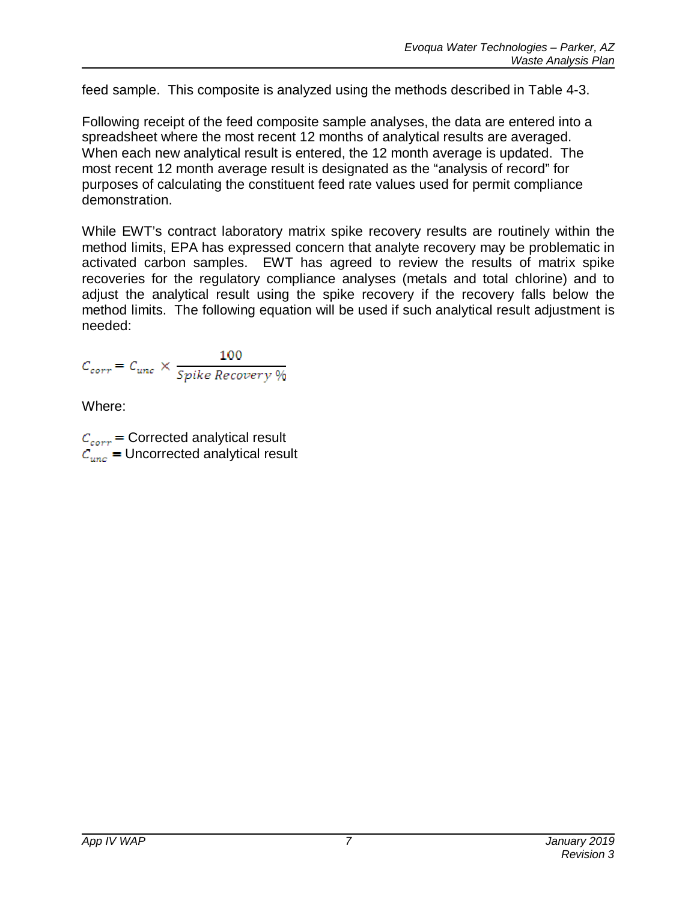feed sample. This composite is analyzed using the methods described in Table 4-3.

Following receipt of the feed composite sample analyses, the data are entered into a spreadsheet where the most recent 12 months of analytical results are averaged. When each new analytical result is entered, the 12 month average is updated. The most recent 12 month average result is designated as the "analysis of record" for purposes of calculating the constituent feed rate values used for permit compliance demonstration.

While EWT's contract laboratory matrix spike recovery results are routinely within the method limits, EPA has expressed concern that analyte recovery may be problematic in activated carbon samples. EWT has agreed to review the results of matrix spike recoveries for the regulatory compliance analyses (metals and total chlorine) and to adjust the analytical result using the spike recovery if the recovery falls below the method limits. The following equation will be used if such analytical result adjustment is needed:

$$C_{corr} = C_{unc} \times \frac{100}{Spike\ Recovery\ \%}$$

Where:

$C_{corr}$ = Corrected analytical result
$C_{unc}$ = Uncorrected analytical result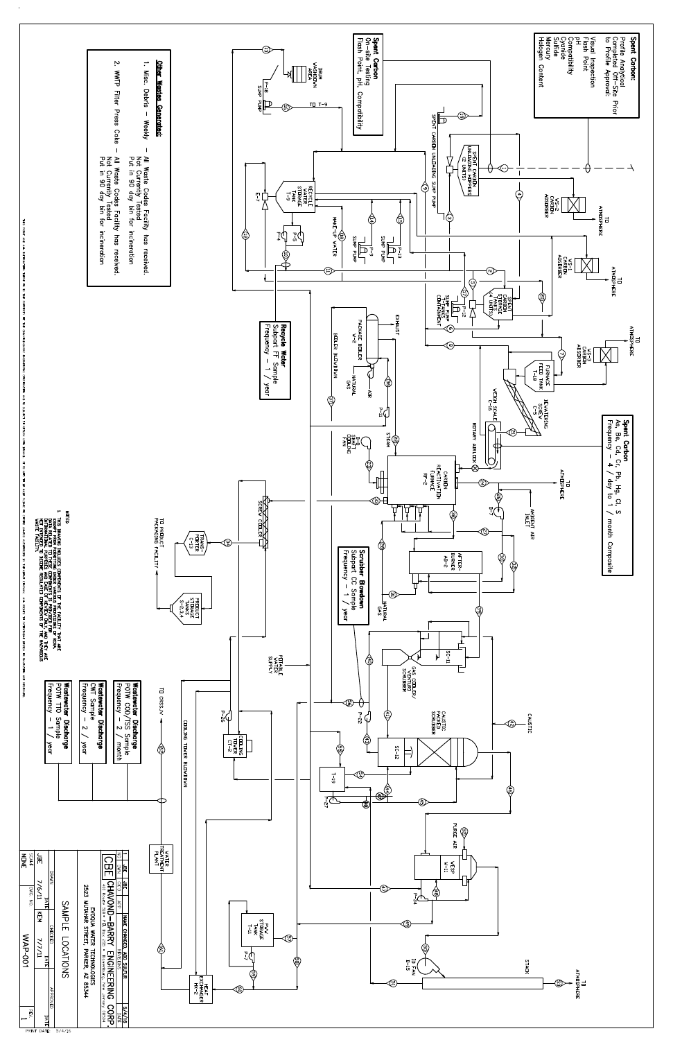**Spent Carbon:**
Profile Analytical Completed Off-Site Prior to Profile Approval:
Visual Inspection
Flash Point
pH
Compatibility
Cyanide
Sulfide
Mercury
Halogen Content

**Spent Carbon**
On-site Testing
Flash Point, pH, Compatibility

**Other Wastes Generated:**

1. Misc. Debris – Weekly – All Waste Codes Facility has received. Not Currently Tested. Put in 90 day bin for incineration
2. WWTP Filter Press Cake – All Waste Codes Facility has received. Not Currently Tested. Put in 90 day bin for incineration

**Recycle Water**
Subpart FF Sample
Frequency – 1 / year

**Spent Carbon**
As, Be, Cd, Cr, Pb, Hg, Cl, S
Frequency – 4 / day to 1 / month Composite

**Scrubber Blowdown**
Subpart CC Sample
Frequency – 1 / year

**Wastewater Discharge**
POTW COD/TSS Sample
Frequency – 2 / month

**Wastewater Discharge**
CWT Sample
Frequency – 2 / year

**Wastewater Discharge**
POTW TTO Sample
Frequency – 1 / year

NOTES:
1. THIS DRAWING INCLUDES COMPONENTS OF THE FACILITY THAT ARE EXEMPT FROM REGULATION UNDER VARIOUS PROVISIONS OF RCRA. DATA RELATED TO THESE COMPONENTS IS PROVIDED FOR INFORMATIONAL PURPOSES AND ONLY TO EASE UNDERSTANDING. THEY ARE NOT INTENDED TO BECOME REGULATED COMPONENTS OF THE HAZARDOUS WASTE FACILITY.

| 1 | JBE | JBE | NAME CHANGED, ADD SULFUR | 5/4/16 |
|---|---|---|---|---|
| NO. | DWN | CHKD | APP | REVISION | DATE |

CBE CHAVOND-BARRY ENGINEERING CORP.
EVOQUA WATER TECHNOLOGIES
2523 MUTAHAR STREET, PARKER, AZ 85344

SAMPLE LOCATIONS

| DRAWN | DATE | CHECKED | DATE | APPROVED | DATE |
|---|---|---|---|---|---|
| JBE | 7/6/11 | KEM | 7/7/11 | | |

SCALE: NONE
DWG. NO.: WAP-001
REV.: 1

PRINT DATE: 5/4/16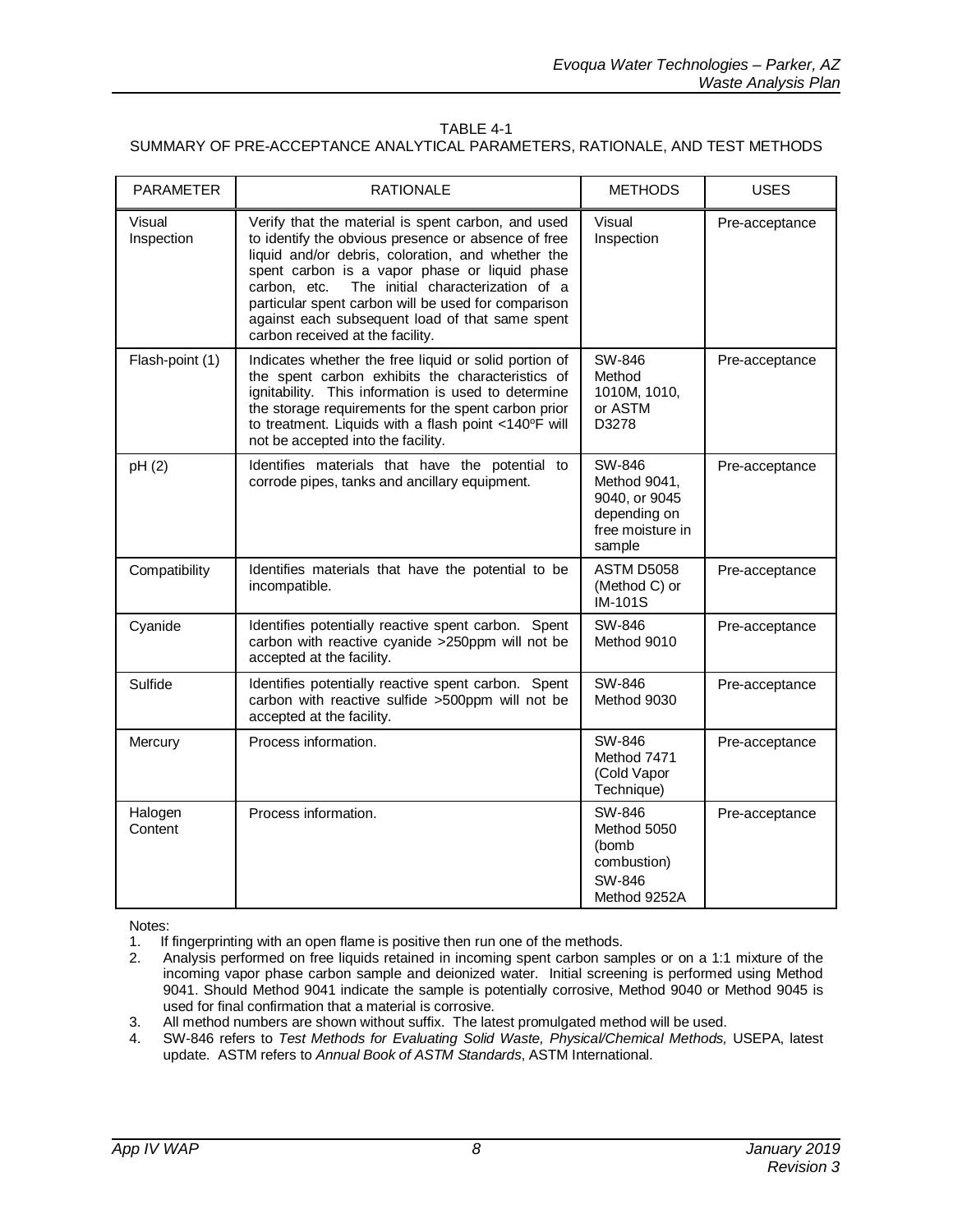TABLE 4-1
SUMMARY OF PRE-ACCEPTANCE ANALYTICAL PARAMETERS, RATIONALE, AND TEST METHODS

| PARAMETER | RATIONALE | METHODS | USES |
|---|---|---|---|
| Visual Inspection | Verify that the material is spent carbon, and used to identify the obvious presence or absence of free liquid and/or debris, coloration, and whether the spent carbon is a vapor phase or liquid phase carbon, etc. The initial characterization of a particular spent carbon will be used for comparison against each subsequent load of that same spent carbon received at the facility. | Visual Inspection | Pre-acceptance |
| Flash-point (1) | Indicates whether the free liquid or solid portion of the spent carbon exhibits the characteristics of ignitability. This information is used to determine the storage requirements for the spent carbon prior to treatment. Liquids with a flash point <140ºF will not be accepted into the facility. | SW-846 Method 1010M, 1010, or ASTM D3278 | Pre-acceptance |
| pH (2) | Identifies materials that have the potential to corrode pipes, tanks and ancillary equipment. | SW-846 Method 9041, 9040, or 9045 depending on free moisture in sample | Pre-acceptance |
| Compatibility | Identifies materials that have the potential to be incompatible. | ASTM D5058 (Method C) or IM-101S | Pre-acceptance |
| Cyanide | Identifies potentially reactive spent carbon. Spent carbon with reactive cyanide >250ppm will not be accepted at the facility. | SW-846 Method 9010 | Pre-acceptance |
| Sulfide | Identifies potentially reactive spent carbon. Spent carbon with reactive sulfide >500ppm will not be accepted at the facility. | SW-846 Method 9030 | Pre-acceptance |
| Mercury | Process information. | SW-846 Method 7471 (Cold Vapor Technique) | Pre-acceptance |
| Halogen Content | Process information. | SW-846 Method 5050 (bomb combustion) SW-846 Method 9252A | Pre-acceptance |

Notes:

1. If fingerprinting with an open flame is positive then run one of the methods.
2. Analysis performed on free liquids retained in incoming spent carbon samples or on a 1:1 mixture of the incoming vapor phase carbon sample and deionized water. Initial screening is performed using Method 9041. Should Method 9041 indicate the sample is potentially corrosive, Method 9040 or Method 9045 is used for final confirmation that a material is corrosive.
3. All method numbers are shown without suffix. The latest promulgated method will be used.
4. SW-846 refers to *Test Methods for Evaluating Solid Waste, Physical/Chemical Methods,* USEPA, latest update. ASTM refers to *Annual Book of ASTM Standards*, ASTM International.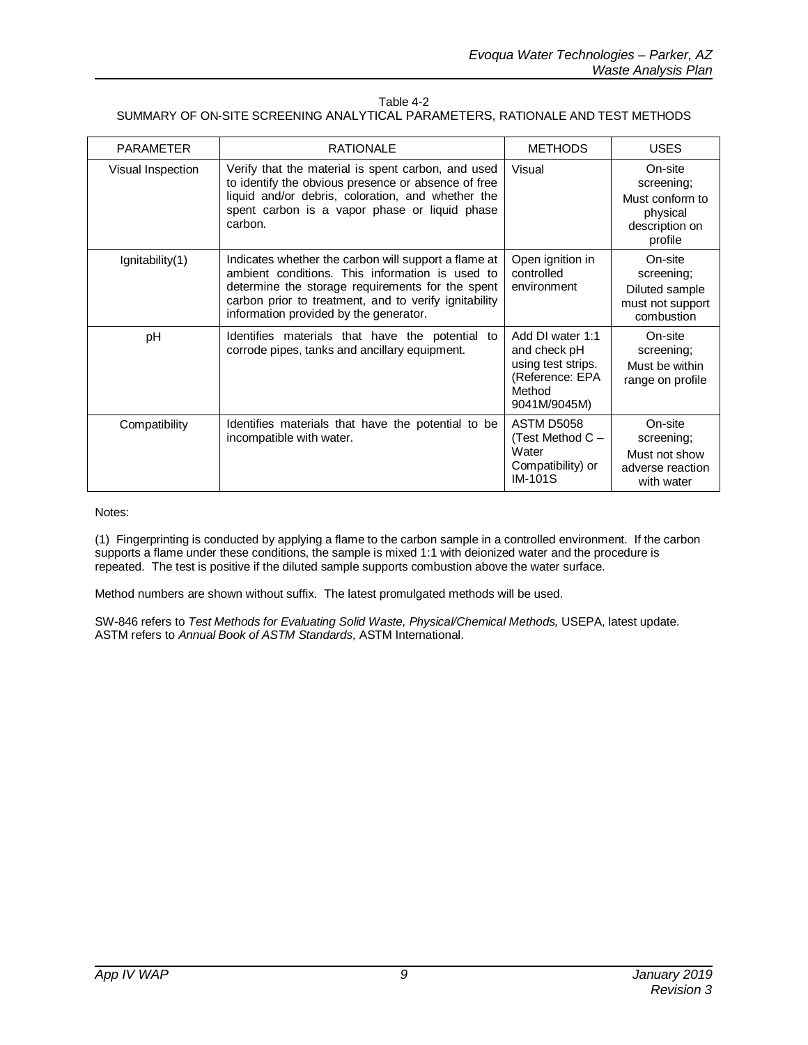Table 4-2
SUMMARY OF ON-SITE SCREENING ANALYTICAL PARAMETERS, RATIONALE AND TEST METHODS

| PARAMETER | RATIONALE | METHODS | USES |
|---|---|---|---|
| Visual Inspection | Verify that the material is spent carbon, and used to identify the obvious presence or absence of free liquid and/or debris, coloration, and whether the spent carbon is a vapor phase or liquid phase carbon. | Visual | On-site screening; Must conform to physical description on profile |
| Ignitability(1) | Indicates whether the carbon will support a flame at ambient conditions. This information is used to determine the storage requirements for the spent carbon prior to treatment, and to verify ignitability information provided by the generator. | Open ignition in controlled environment | On-site screening; Diluted sample must not support combustion |
| pH | Identifies materials that have the potential to corrode pipes, tanks and ancillary equipment. | Add DI water 1:1 and check pH using test strips. (Reference: EPA Method 9041M/9045M) | On-site screening; Must be within range on profile |
| Compatibility | Identifies materials that have the potential to be incompatible with water. | ASTM D5058 (Test Method C – Water Compatibility) or IM-101S | On-site screening; Must not show adverse reaction with water |

Notes:

(1) Fingerprinting is conducted by applying a flame to the carbon sample in a controlled environment. If the carbon supports a flame under these conditions, the sample is mixed 1:1 with deionized water and the procedure is repeated. The test is positive if the diluted sample supports combustion above the water surface.

Method numbers are shown without suffix. The latest promulgated methods will be used.

SW-846 refers to *Test Methods for Evaluating Solid Waste, Physical/Chemical Methods,* USEPA, latest update.
ASTM refers to *Annual Book of ASTM Standards*, ASTM International.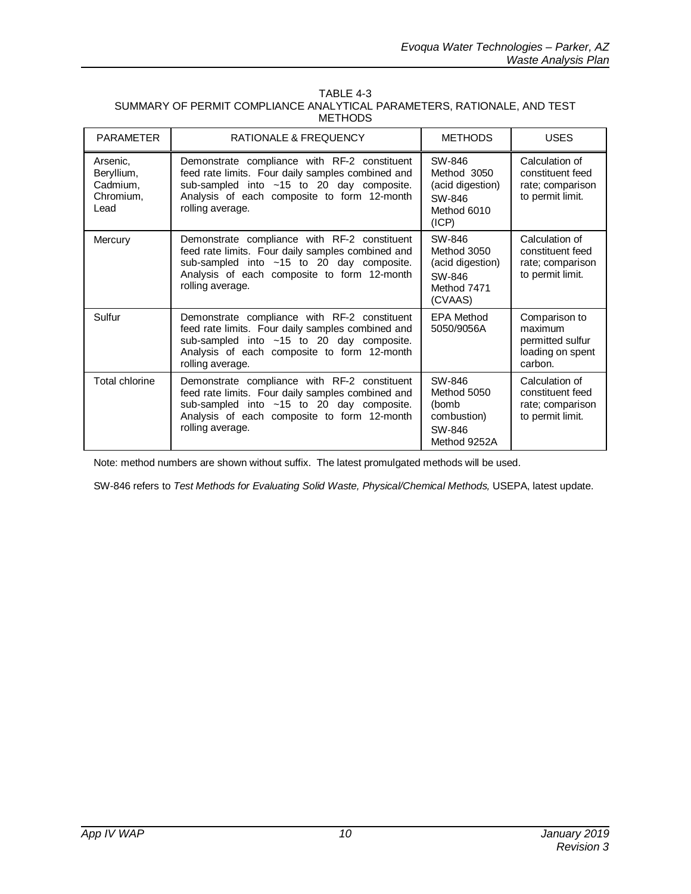TABLE 4-3
SUMMARY OF PERMIT COMPLIANCE ANALYTICAL PARAMETERS, RATIONALE, AND TEST METHODS

| PARAMETER | RATIONALE & FREQUENCY | METHODS | USES |
|---|---|---|---|
| Arsenic, Beryllium, Cadmium, Chromium, Lead | Demonstrate compliance with RF-2 constituent feed rate limits. Four daily samples combined and sub-sampled into ~15 to 20 day composite. Analysis of each composite to form 12-month rolling average. | SW-846 Method 3050 (acid digestion) SW-846 Method 6010 (ICP) | Calculation of constituent feed rate; comparison to permit limit. |
| Mercury | Demonstrate compliance with RF-2 constituent feed rate limits. Four daily samples combined and sub-sampled into ~15 to 20 day composite. Analysis of each composite to form 12-month rolling average. | SW-846 Method 3050 (acid digestion) SW-846 Method 7471 (CVAAS) | Calculation of constituent feed rate; comparison to permit limit. |
| Sulfur | Demonstrate compliance with RF-2 constituent feed rate limits. Four daily samples combined and sub-sampled into ~15 to 20 day composite. Analysis of each composite to form 12-month rolling average. | EPA Method 5050/9056A | Comparison to maximum permitted sulfur loading on spent carbon. |
| Total chlorine | Demonstrate compliance with RF-2 constituent feed rate limits. Four daily samples combined and sub-sampled into ~15 to 20 day composite. Analysis of each composite to form 12-month rolling average. | SW-846 Method 5050 (bomb combustion) SW-846 Method 9252A | Calculation of constituent feed rate; comparison to permit limit. |

Note: method numbers are shown without suffix. The latest promulgated methods will be used.

SW-846 refers to *Test Methods for Evaluating Solid Waste, Physical/Chemical Methods,* USEPA, latest update.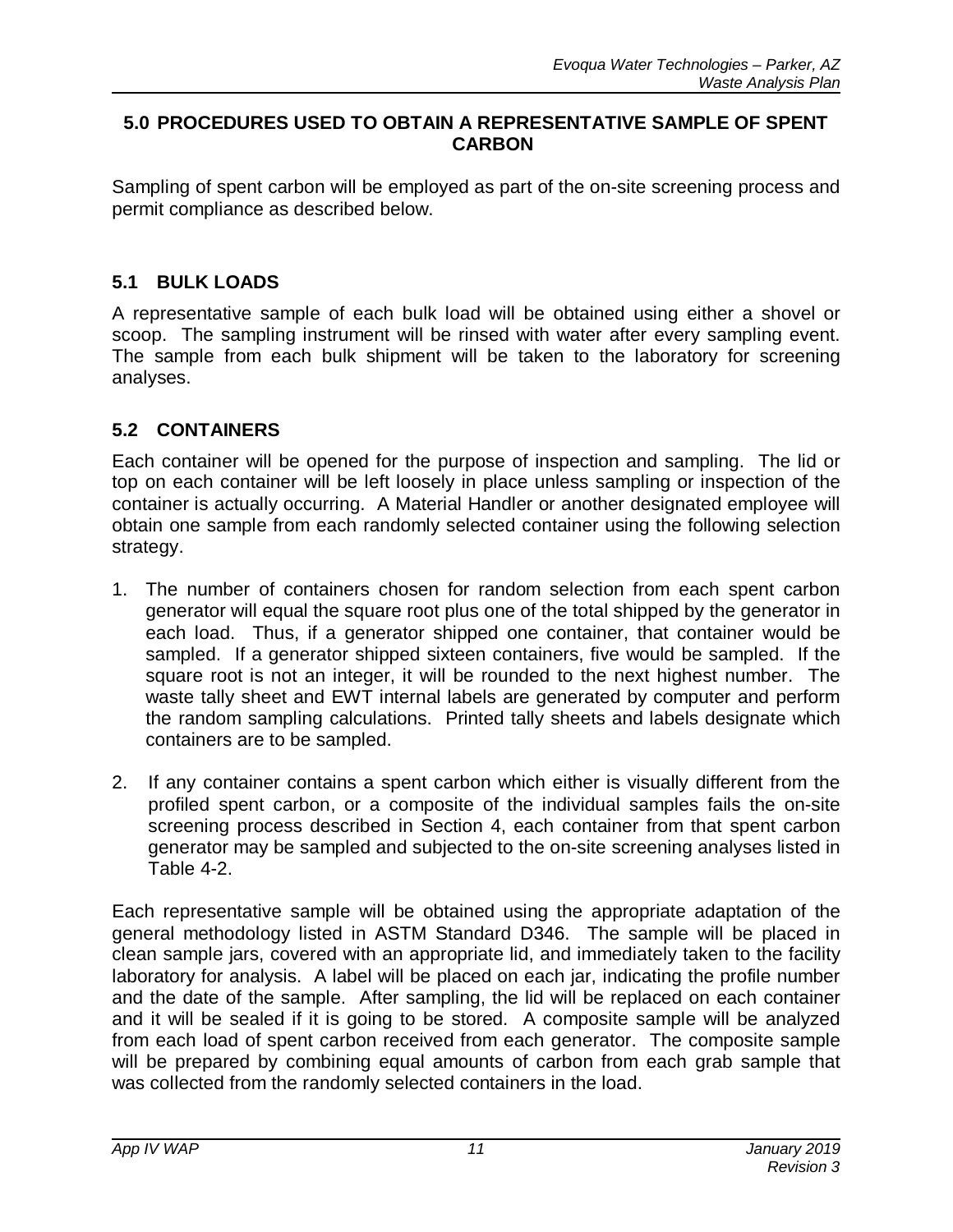## 5.0 PROCEDURES USED TO OBTAIN A REPRESENTATIVE SAMPLE OF SPENT CARBON

Sampling of spent carbon will be employed as part of the on-site screening process and permit compliance as described below.

### 5.1 BULK LOADS

A representative sample of each bulk load will be obtained using either a shovel or scoop. The sampling instrument will be rinsed with water after every sampling event. The sample from each bulk shipment will be taken to the laboratory for screening analyses.

### 5.2 CONTAINERS

Each container will be opened for the purpose of inspection and sampling. The lid or top on each container will be left loosely in place unless sampling or inspection of the container is actually occurring. A Material Handler or another designated employee will obtain one sample from each randomly selected container using the following selection strategy.

1. The number of containers chosen for random selection from each spent carbon generator will equal the square root plus one of the total shipped by the generator in each load. Thus, if a generator shipped one container, that container would be sampled. If a generator shipped sixteen containers, five would be sampled. If the square root is not an integer, it will be rounded to the next highest number. The waste tally sheet and EWT internal labels are generated by computer and perform the random sampling calculations. Printed tally sheets and labels designate which containers are to be sampled.

2. If any container contains a spent carbon which either is visually different from the profiled spent carbon, or a composite of the individual samples fails the on-site screening process described in Section 4, each container from that spent carbon generator may be sampled and subjected to the on-site screening analyses listed in Table 4-2.

Each representative sample will be obtained using the appropriate adaptation of the general methodology listed in ASTM Standard D346. The sample will be placed in clean sample jars, covered with an appropriate lid, and immediately taken to the facility laboratory for analysis. A label will be placed on each jar, indicating the profile number and the date of the sample. After sampling, the lid will be replaced on each container and it will be sealed if it is going to be stored. A composite sample will be analyzed from each load of spent carbon received from each generator. The composite sample will be prepared by combining equal amounts of carbon from each grab sample that was collected from the randomly selected containers in the load.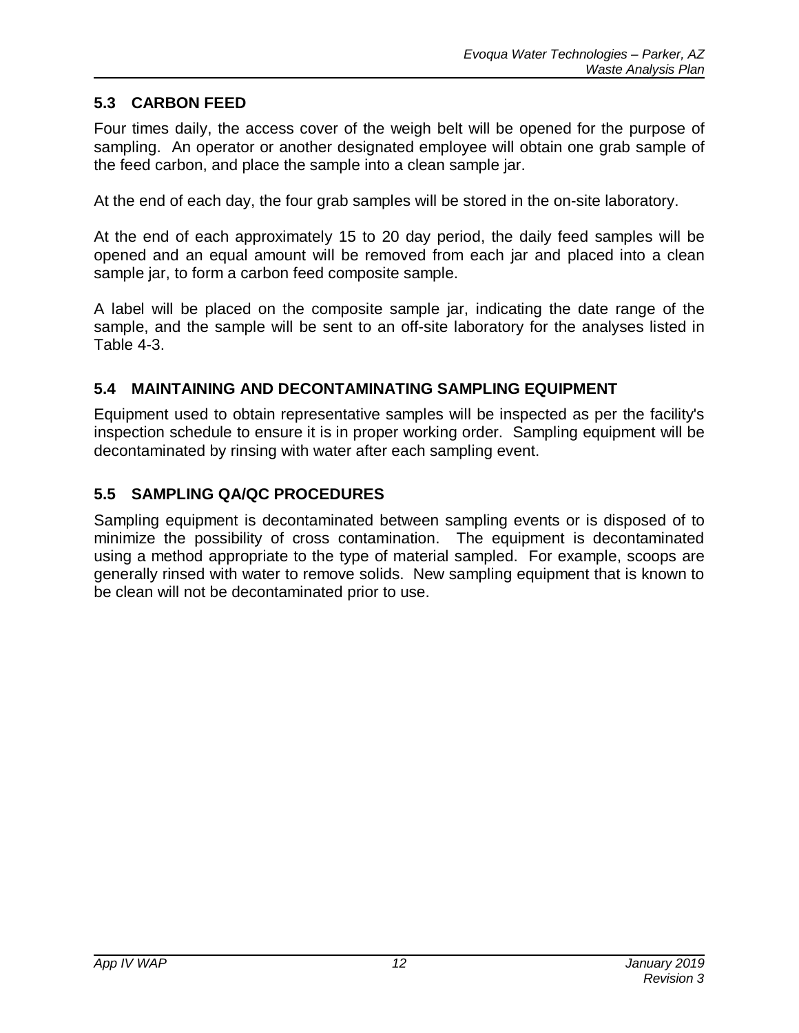## 5.3 CARBON FEED

Four times daily, the access cover of the weigh belt will be opened for the purpose of sampling. An operator or another designated employee will obtain one grab sample of the feed carbon, and place the sample into a clean sample jar.

At the end of each day, the four grab samples will be stored in the on-site laboratory.

At the end of each approximately 15 to 20 day period, the daily feed samples will be opened and an equal amount will be removed from each jar and placed into a clean sample jar, to form a carbon feed composite sample.

A label will be placed on the composite sample jar, indicating the date range of the sample, and the sample will be sent to an off-site laboratory for the analyses listed in Table 4-3.

## 5.4 MAINTAINING AND DECONTAMINATING SAMPLING EQUIPMENT

Equipment used to obtain representative samples will be inspected as per the facility's inspection schedule to ensure it is in proper working order. Sampling equipment will be decontaminated by rinsing with water after each sampling event.

## 5.5 SAMPLING QA/QC PROCEDURES

Sampling equipment is decontaminated between sampling events or is disposed of to minimize the possibility of cross contamination. The equipment is decontaminated using a method appropriate to the type of material sampled. For example, scoops are generally rinsed with water to remove solids. New sampling equipment that is known to be clean will not be decontaminated prior to use.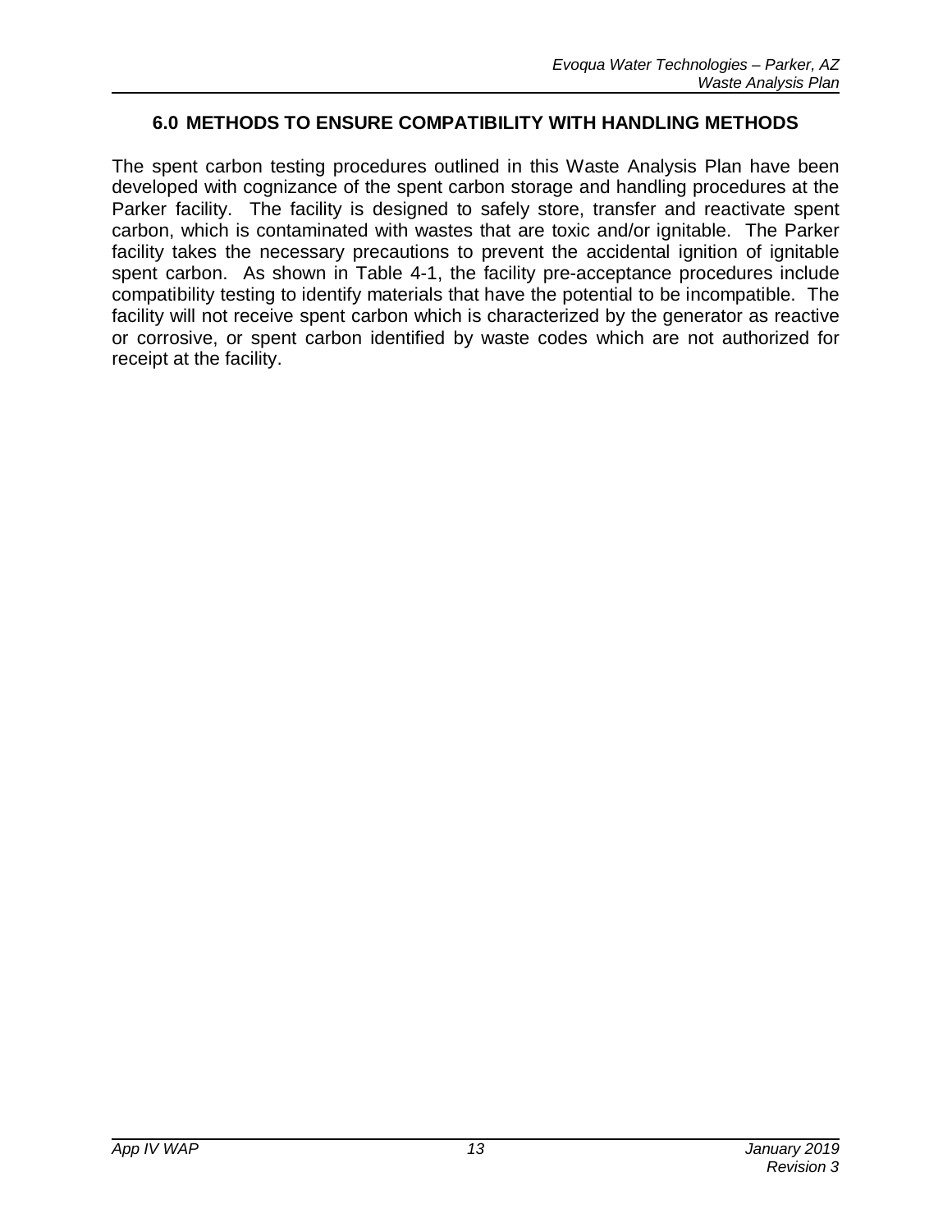## 6.0 METHODS TO ENSURE COMPATIBILITY WITH HANDLING METHODS

The spent carbon testing procedures outlined in this Waste Analysis Plan have been developed with cognizance of the spent carbon storage and handling procedures at the Parker facility. The facility is designed to safely store, transfer and reactivate spent carbon, which is contaminated with wastes that are toxic and/or ignitable. The Parker facility takes the necessary precautions to prevent the accidental ignition of ignitable spent carbon. As shown in Table 4-1, the facility pre-acceptance procedures include compatibility testing to identify materials that have the potential to be incompatible. The facility will not receive spent carbon which is characterized by the generator as reactive or corrosive, or spent carbon identified by waste codes which are not authorized for receipt at the facility.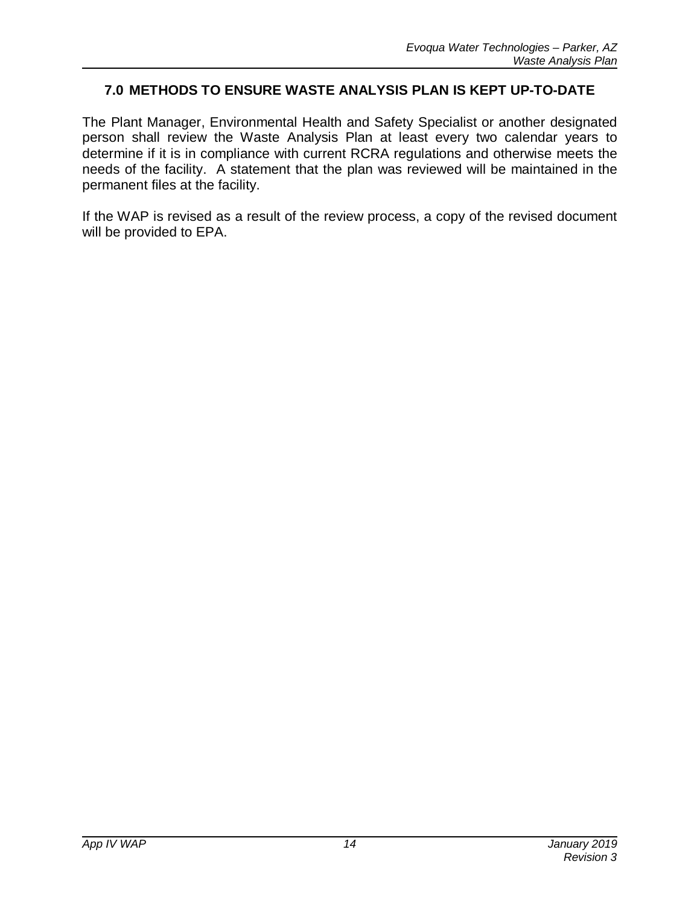## 7.0 METHODS TO ENSURE WASTE ANALYSIS PLAN IS KEPT UP-TO-DATE

The Plant Manager, Environmental Health and Safety Specialist or another designated person shall review the Waste Analysis Plan at least every two calendar years to determine if it is in compliance with current RCRA regulations and otherwise meets the needs of the facility. A statement that the plan was reviewed will be maintained in the permanent files at the facility.

If the WAP is revised as a result of the review process, a copy of the revised document will be provided to EPA.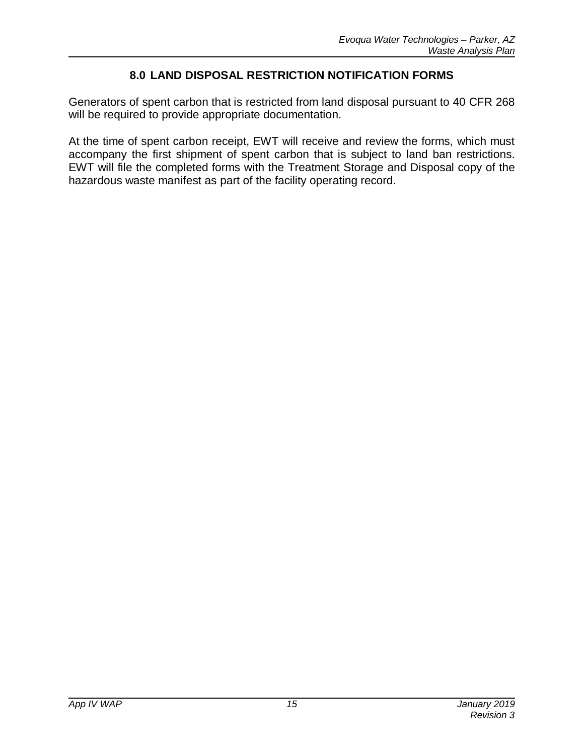## 8.0 LAND DISPOSAL RESTRICTION NOTIFICATION FORMS

Generators of spent carbon that is restricted from land disposal pursuant to 40 CFR 268 will be required to provide appropriate documentation.

At the time of spent carbon receipt, EWT will receive and review the forms, which must accompany the first shipment of spent carbon that is subject to land ban restrictions. EWT will file the completed forms with the Treatment Storage and Disposal copy of the hazardous waste manifest as part of the facility operating record.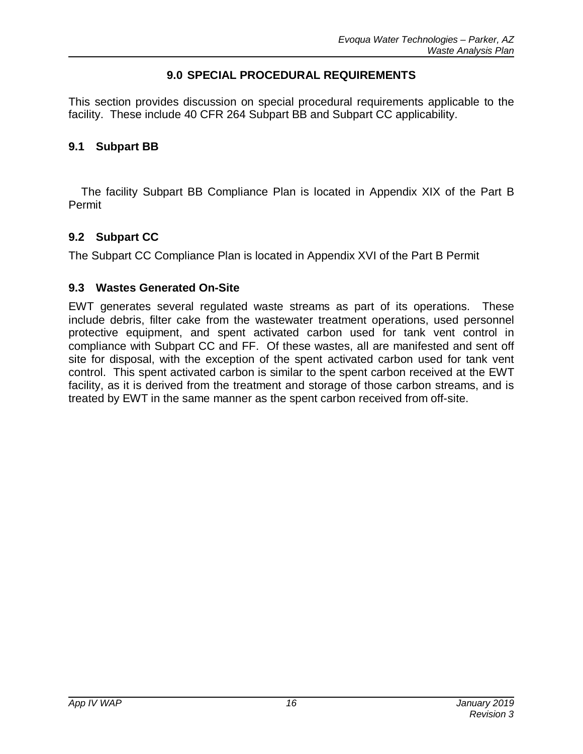# 9.0 SPECIAL PROCEDURAL REQUIREMENTS

This section provides discussion on special procedural requirements applicable to the facility. These include 40 CFR 264 Subpart BB and Subpart CC applicability.

## 9.1 Subpart BB

The facility Subpart BB Compliance Plan is located in Appendix XIX of the Part B Permit

## 9.2 Subpart CC

The Subpart CC Compliance Plan is located in Appendix XVI of the Part B Permit

## 9.3 Wastes Generated On-Site

EWT generates several regulated waste streams as part of its operations. These include debris, filter cake from the wastewater treatment operations, used personnel protective equipment, and spent activated carbon used for tank vent control in compliance with Subpart CC and FF. Of these wastes, all are manifested and sent off site for disposal, with the exception of the spent activated carbon used for tank vent control. This spent activated carbon is similar to the spent carbon received at the EWT facility, as it is derived from the treatment and storage of those carbon streams, and is treated by EWT in the same manner as the spent carbon received from off-site.